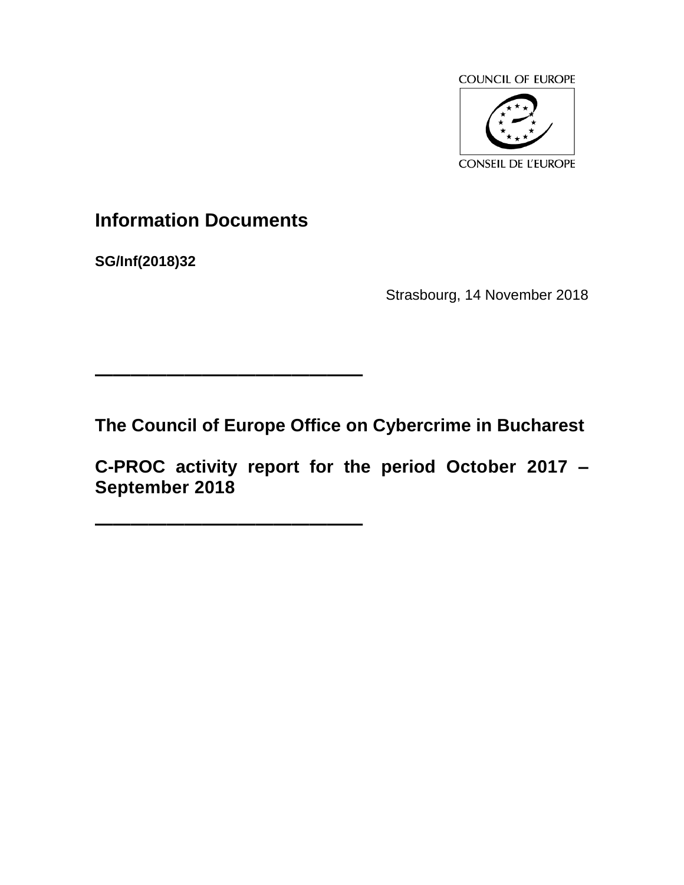COUNCIL OF EUROPE

CONSEIL DE L'EUROPE

# Information Documents

**SG/Inf(2018)32**

Strasbourg, 14 November 2018

---

## The Council of Europe Office on Cybercrime in Bucharest

## C-PROC activity report for the period October 2017 – September 2018

---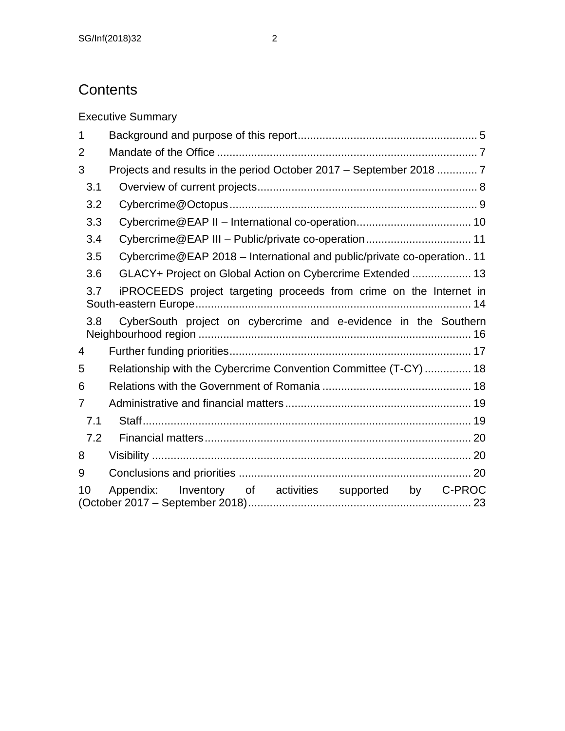# Contents

Executive Summary

1 Background and purpose of this report ........ 5

2 Mandate of the Office ........ 7

3 Projects and results in the period October 2017 – September 2018 ........ 7

- 3.1 Overview of current projects ........ 8
- 3.2 Cybercrime@Octopus ........ 9
- 3.3 Cybercrime@EAP II – International co-operation ........ 10
- 3.4 Cybercrime@EAP III – Public/private co-operation ........ 11
- 3.5 Cybercrime@EAP 2018 – International and public/private co-operation ........ 11
- 3.6 GLACY+ Project on Global Action on Cybercrime Extended ........ 13
- 3.7 iPROCEEDS project targeting proceeds from crime on the Internet in South-eastern Europe ........ 14
- 3.8 CyberSouth project on cybercrime and e-evidence in the Southern Neighbourhood region ........ 16

4 Further funding priorities ........ 17

5 Relationship with the Cybercrime Convention Committee (T-CY) ........ 18

6 Relations with the Government of Romania ........ 18

7 Administrative and financial matters ........ 19

- 7.1 Staff ........ 19
- 7.2 Financial matters ........ 20

8 Visibility ........ 20

9 Conclusions and priorities ........ 20

10 Appendix: Inventory of activities supported by C-PROC (October 2017 – September 2018) ........ 23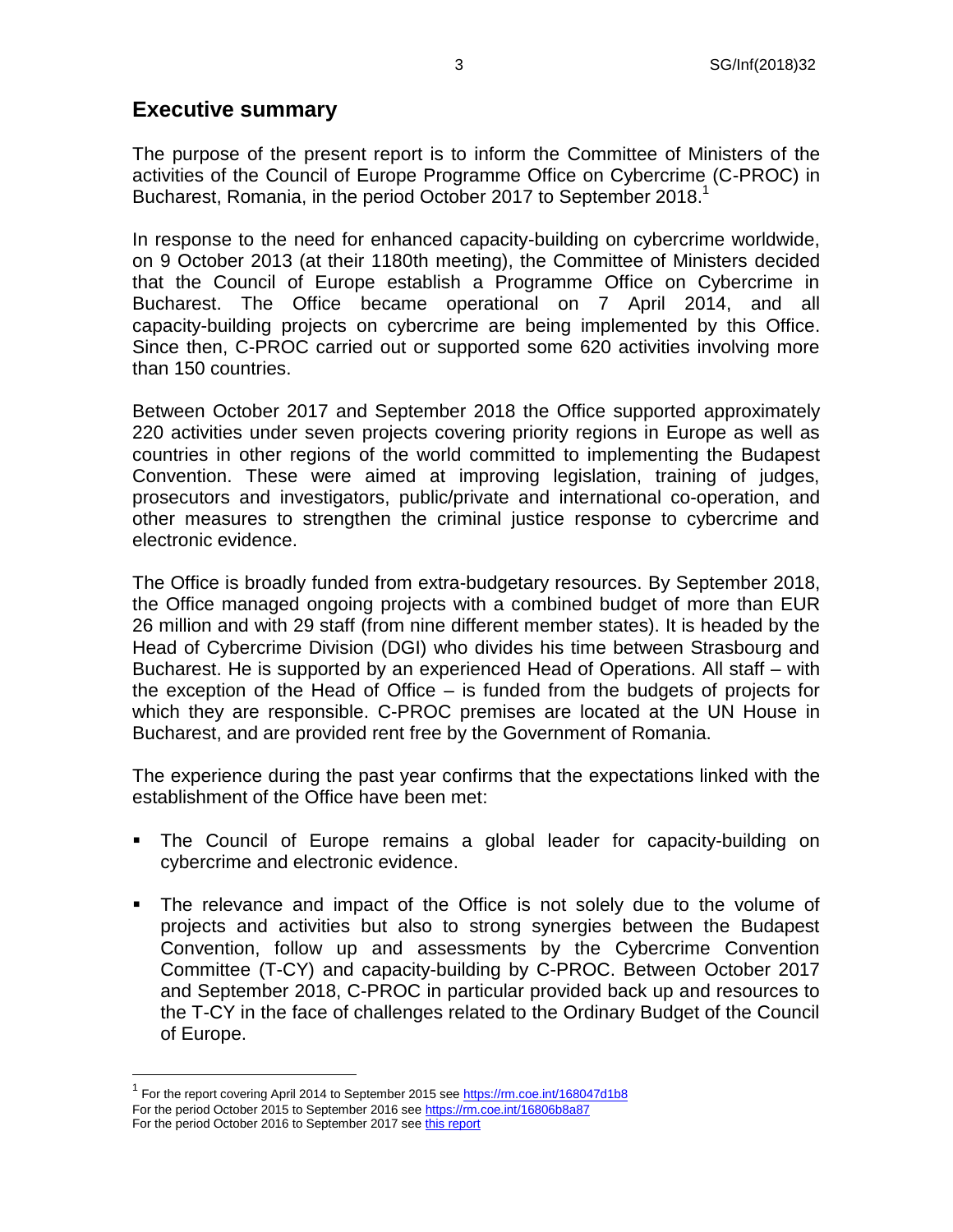## Executive summary

The purpose of the present report is to inform the Committee of Ministers of the activities of the Council of Europe Programme Office on Cybercrime (C-PROC) in Bucharest, Romania, in the period October 2017 to September 2018.[1]

In response to the need for enhanced capacity-building on cybercrime worldwide, on 9 October 2013 (at their 1180th meeting), the Committee of Ministers decided that the Council of Europe establish a Programme Office on Cybercrime in Bucharest. The Office became operational on 7 April 2014, and all capacity-building projects on cybercrime are being implemented by this Office. Since then, C-PROC carried out or supported some 620 activities involving more than 150 countries.

Between October 2017 and September 2018 the Office supported approximately 220 activities under seven projects covering priority regions in Europe as well as countries in other regions of the world committed to implementing the Budapest Convention. These were aimed at improving legislation, training of judges, prosecutors and investigators, public/private and international co-operation, and other measures to strengthen the criminal justice response to cybercrime and electronic evidence.

The Office is broadly funded from extra-budgetary resources. By September 2018, the Office managed ongoing projects with a combined budget of more than EUR 26 million and with 29 staff (from nine different member states). It is headed by the Head of Cybercrime Division (DGI) who divides his time between Strasbourg and Bucharest. He is supported by an experienced Head of Operations. All staff – with the exception of the Head of Office – is funded from the budgets of projects for which they are responsible. C-PROC premises are located at the UN House in Bucharest, and are provided rent free by the Government of Romania.

The experience during the past year confirms that the expectations linked with the establishment of the Office have been met:

- The Council of Europe remains a global leader for capacity-building on cybercrime and electronic evidence.
- The relevance and impact of the Office is not solely due to the volume of projects and activities but also to strong synergies between the Budapest Convention, follow up and assessments by the Cybercrime Convention Committee (T-CY) and capacity-building by C-PROC. Between October 2017 and September 2018, C-PROC in particular provided back up and resources to the T-CY in the face of challenges related to the Ordinary Budget of the Council of Europe.

---

[1] For the report covering April 2014 to September 2015 see https://rm.coe.int/168047d1b8
For the period October 2015 to September 2016 see https://rm.coe.int/16806b8a87
For the period October 2016 to September 2017 see this report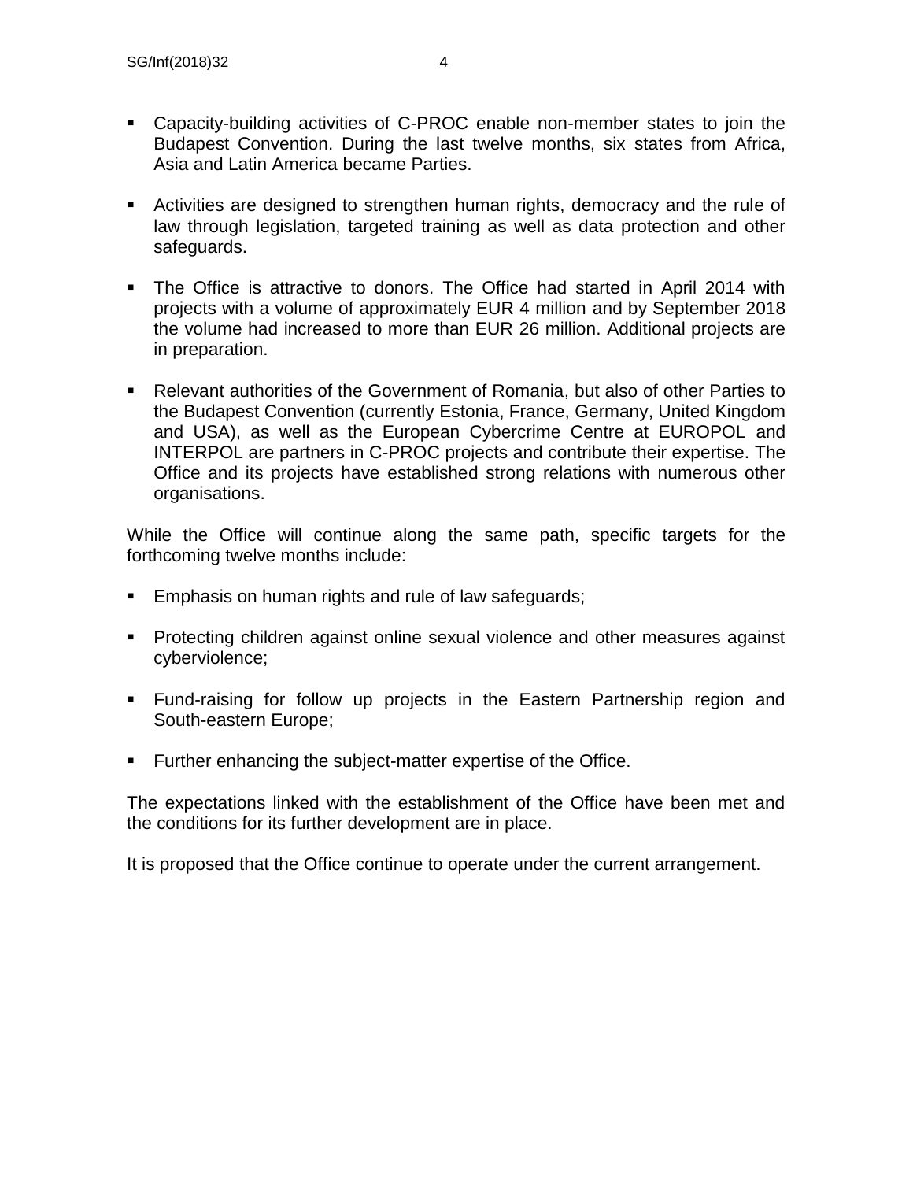- Capacity-building activities of C-PROC enable non-member states to join the Budapest Convention. During the last twelve months, six states from Africa, Asia and Latin America became Parties.

- Activities are designed to strengthen human rights, democracy and the rule of law through legislation, targeted training as well as data protection and other safeguards.

- The Office is attractive to donors. The Office had started in April 2014 with projects with a volume of approximately EUR 4 million and by September 2018 the volume had increased to more than EUR 26 million. Additional projects are in preparation.

- Relevant authorities of the Government of Romania, but also of other Parties to the Budapest Convention (currently Estonia, France, Germany, United Kingdom and USA), as well as the European Cybercrime Centre at EUROPOL and INTERPOL are partners in C-PROC projects and contribute their expertise. The Office and its projects have established strong relations with numerous other organisations.

While the Office will continue along the same path, specific targets for the forthcoming twelve months include:

- Emphasis on human rights and rule of law safeguards;

- Protecting children against online sexual violence and other measures against cyberviolence;

- Fund-raising for follow up projects in the Eastern Partnership region and South-eastern Europe;

- Further enhancing the subject-matter expertise of the Office.

The expectations linked with the establishment of the Office have been met and the conditions for its further development are in place.

It is proposed that the Office continue to operate under the current arrangement.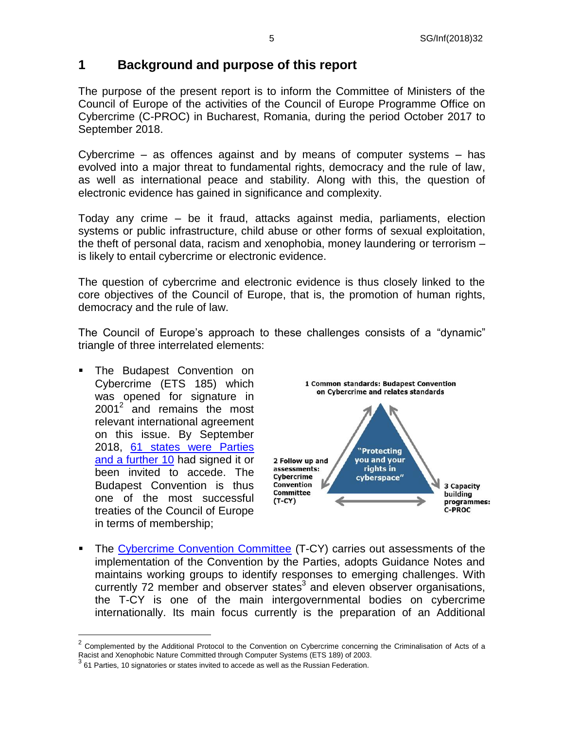# 1 Background and purpose of this report

The purpose of the present report is to inform the Committee of Ministers of the Council of Europe of the activities of the Council of Europe Programme Office on Cybercrime (C-PROC) in Bucharest, Romania, during the period October 2017 to September 2018.

Cybercrime – as offences against and by means of computer systems – has evolved into a major threat to fundamental rights, democracy and the rule of law, as well as international peace and stability. Along with this, the question of electronic evidence has gained in significance and complexity.

Today any crime – be it fraud, attacks against media, parliaments, election systems or public infrastructure, child abuse or other forms of sexual exploitation, the theft of personal data, racism and xenophobia, money laundering or terrorism – is likely to entail cybercrime or electronic evidence.

The question of cybercrime and electronic evidence is thus closely linked to the core objectives of the Council of Europe, that is, the promotion of human rights, democracy and the rule of law.

The Council of Europe's approach to these challenges consists of a "dynamic" triangle of three interrelated elements:

- The Budapest Convention on Cybercrime (ETS 185) which was opened for signature in 2001[2] and remains the most relevant international agreement on this issue. By September 2018, 61 states were Parties and a further 10 had signed it or been invited to accede. The Budapest Convention is thus one of the most successful treaties of the Council of Europe in terms of membership;

1 Common standards: Budapest Convention on Cybercrime and relates standards

"Protecting you and your rights in cyberspace"

2 Follow up and assessments: Cybercrime Convention Committee (T-CY)

3 Capacity building programmes: C-PROC

- The Cybercrime Convention Committee (T-CY) carries out assessments of the implementation of the Convention by the Parties, adopts Guidance Notes and maintains working groups to identify responses to emerging challenges. With currently 72 member and observer states[3] and eleven observer organisations, the T-CY is one of the main intergovernmental bodies on cybercrime internationally. Its main focus currently is the preparation of an Additional

[2] Complemented by the Additional Protocol to the Convention on Cybercrime concerning the Criminalisation of Acts of a Racist and Xenophobic Nature Committed through Computer Systems (ETS 189) of 2003.

[3] 61 Parties, 10 signatories or states invited to accede as well as the Russian Federation.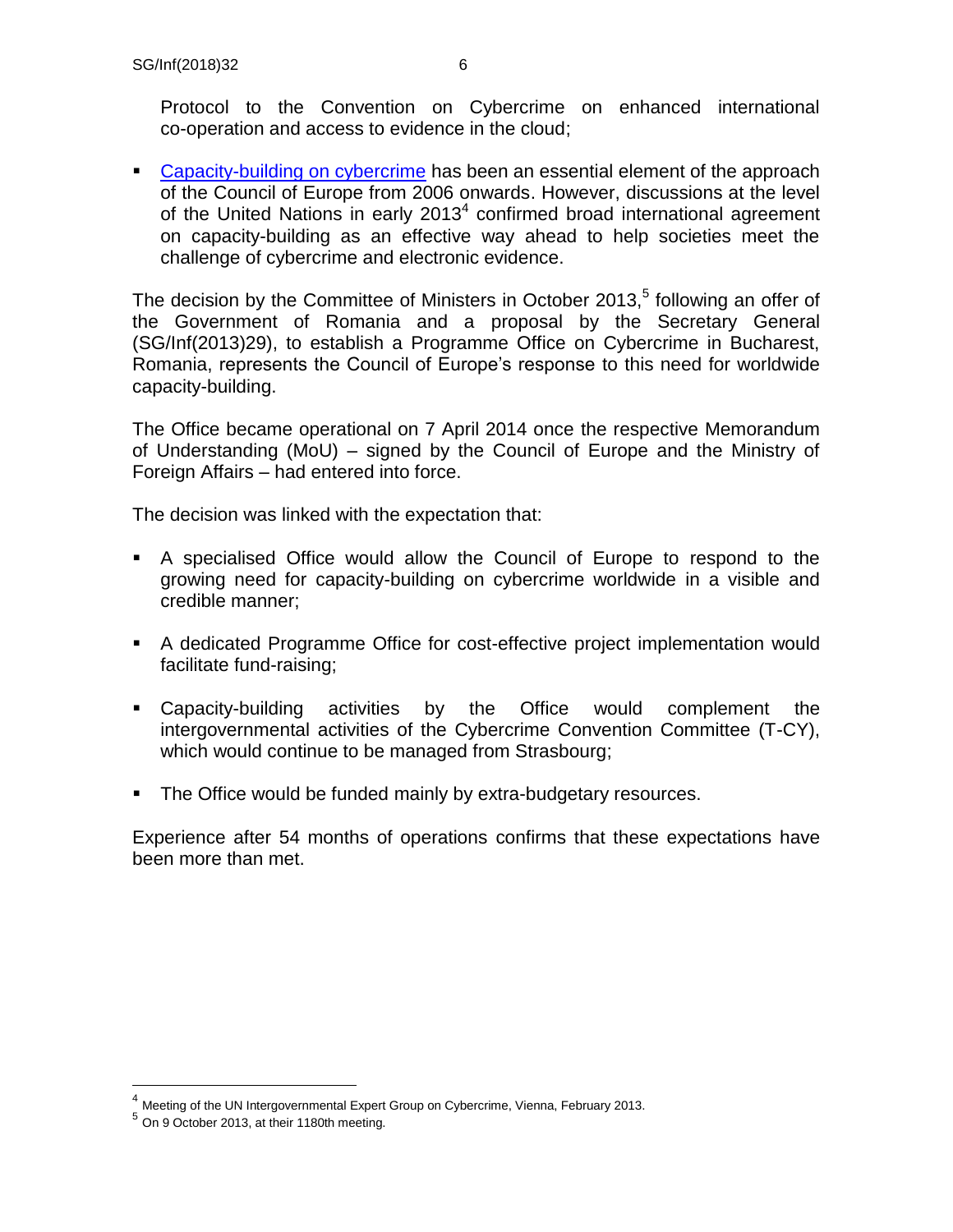Protocol to the Convention on Cybercrime on enhanced international co-operation and access to evidence in the cloud;

- Capacity-building on cybercrime has been an essential element of the approach of the Council of Europe from 2006 onwards. However, discussions at the level of the United Nations in early 2013[4] confirmed broad international agreement on capacity-building as an effective way ahead to help societies meet the challenge of cybercrime and electronic evidence.

The decision by the Committee of Ministers in October 2013,[5] following an offer of the Government of Romania and a proposal by the Secretary General (SG/Inf(2013)29), to establish a Programme Office on Cybercrime in Bucharest, Romania, represents the Council of Europe's response to this need for worldwide capacity-building.

The Office became operational on 7 April 2014 once the respective Memorandum of Understanding (MoU) – signed by the Council of Europe and the Ministry of Foreign Affairs – had entered into force.

The decision was linked with the expectation that:

- A specialised Office would allow the Council of Europe to respond to the growing need for capacity-building on cybercrime worldwide in a visible and credible manner;
- A dedicated Programme Office for cost-effective project implementation would facilitate fund-raising;
- Capacity-building activities by the Office would complement the intergovernmental activities of the Cybercrime Convention Committee (T-CY), which would continue to be managed from Strasbourg;
- The Office would be funded mainly by extra-budgetary resources.

Experience after 54 months of operations confirms that these expectations have been more than met.

[4] Meeting of the UN Intergovernmental Expert Group on Cybercrime, Vienna, February 2013.

[5] On 9 October 2013, at their 1180th meeting.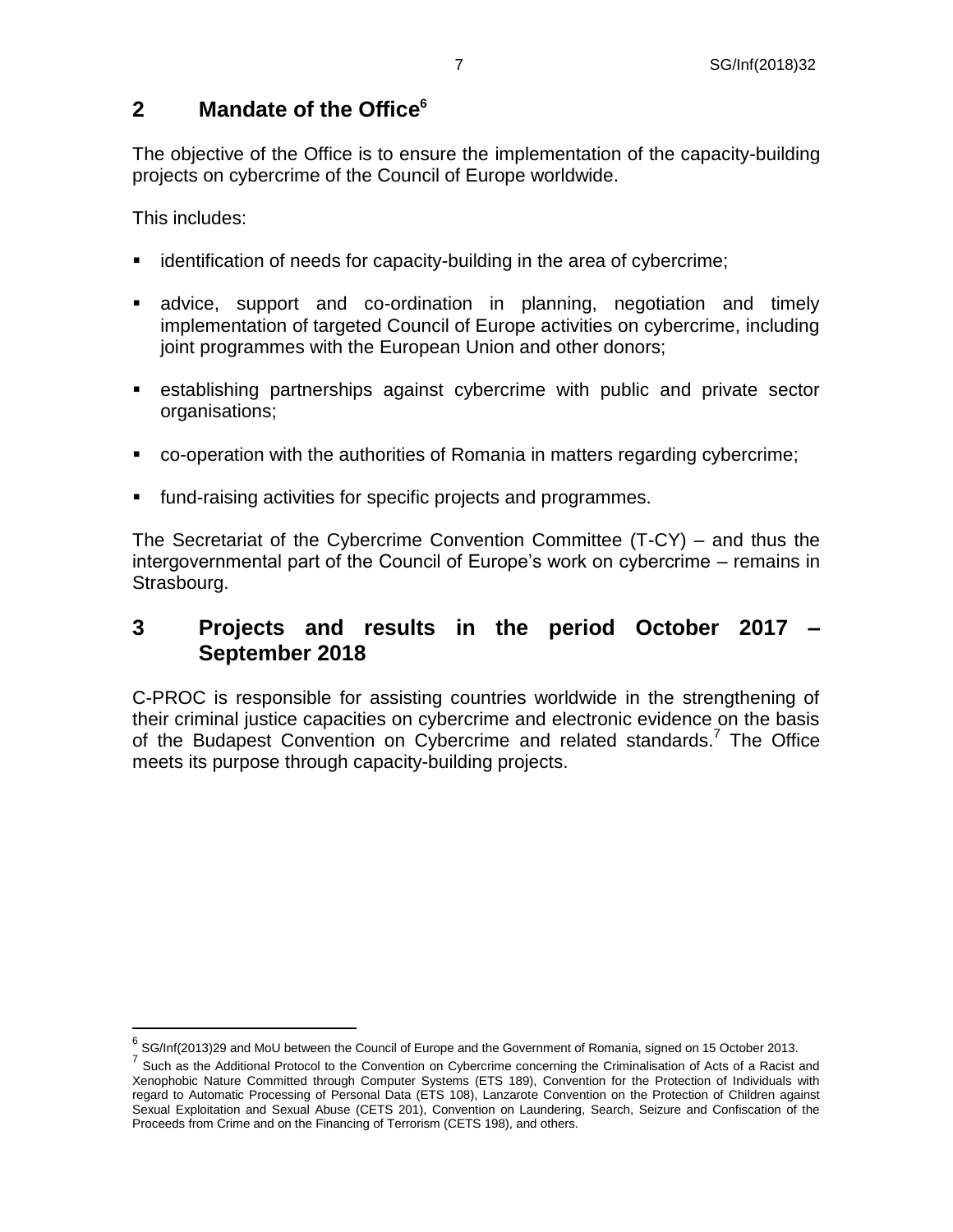## 2 Mandate of the Office[6]

The objective of the Office is to ensure the implementation of the capacity-building projects on cybercrime of the Council of Europe worldwide.

This includes:

- identification of needs for capacity-building in the area of cybercrime;
- advice, support and co-ordination in planning, negotiation and timely implementation of targeted Council of Europe activities on cybercrime, including joint programmes with the European Union and other donors;
- establishing partnerships against cybercrime with public and private sector organisations;
- co-operation with the authorities of Romania in matters regarding cybercrime;
- fund-raising activities for specific projects and programmes.

The Secretariat of the Cybercrime Convention Committee (T-CY) – and thus the intergovernmental part of the Council of Europe's work on cybercrime – remains in Strasbourg.

## 3 Projects and results in the period October 2017 – September 2018

C-PROC is responsible for assisting countries worldwide in the strengthening of their criminal justice capacities on cybercrime and electronic evidence on the basis of the Budapest Convention on Cybercrime and related standards.[7] The Office meets its purpose through capacity-building projects.

---

[6] SG/Inf(2013)29 and MoU between the Council of Europe and the Government of Romania, signed on 15 October 2013.

[7] Such as the Additional Protocol to the Convention on Cybercrime concerning the Criminalisation of Acts of a Racist and Xenophobic Nature Committed through Computer Systems (ETS 189), Convention for the Protection of Individuals with regard to Automatic Processing of Personal Data (ETS 108), Lanzarote Convention on the Protection of Children against Sexual Exploitation and Sexual Abuse (CETS 201), Convention on Laundering, Search, Seizure and Confiscation of the Proceeds from Crime and on the Financing of Terrorism (CETS 198), and others.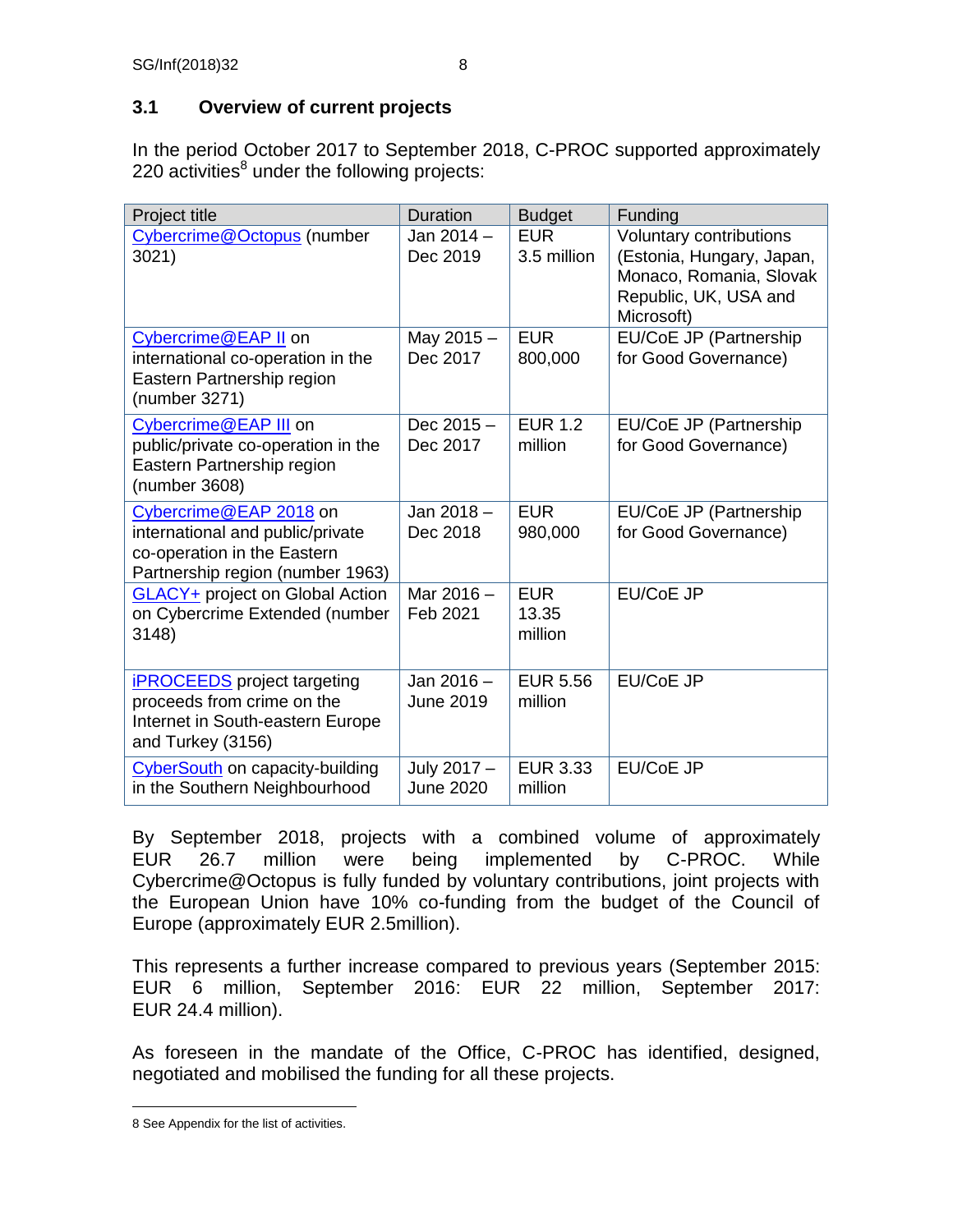### 3.1 Overview of current projects

In the period October 2017 to September 2018, C-PROC supported approximately 220 activities[8] under the following projects:

| Project title | Duration | Budget | Funding |
|---|---|---|---|
| Cybercrime@Octopus (number 3021) | Jan 2014 – Dec 2019 | EUR 3.5 million | Voluntary contributions (Estonia, Hungary, Japan, Monaco, Romania, Slovak Republic, UK, USA and Microsoft) |
| Cybercrime@EAP II on international co-operation in the Eastern Partnership region (number 3271) | May 2015 – Dec 2017 | EUR 800,000 | EU/CoE JP (Partnership for Good Governance) |
| Cybercrime@EAP III on public/private co-operation in the Eastern Partnership region (number 3608) | Dec 2015 – Dec 2017 | EUR 1.2 million | EU/CoE JP (Partnership for Good Governance) |
| Cybercrime@EAP 2018 on international and public/private co-operation in the Eastern Partnership region (number 1963) | Jan 2018 – Dec 2018 | EUR 980,000 | EU/CoE JP (Partnership for Good Governance) |
| GLACY+ project on Global Action on Cybercrime Extended (number 3148) | Mar 2016 – Feb 2021 | EUR 13.35 million | EU/CoE JP |
| iPROCEEDS project targeting proceeds from crime on the Internet in South-eastern Europe and Turkey (3156) | Jan 2016 – June 2019 | EUR 5.56 million | EU/CoE JP |
| CyberSouth on capacity-building in the Southern Neighbourhood | July 2017 – June 2020 | EUR 3.33 million | EU/CoE JP |

By September 2018, projects with a combined volume of approximately EUR 26.7 million were being implemented by C-PROC. While Cybercrime@Octopus is fully funded by voluntary contributions, joint projects with the European Union have 10% co-funding from the budget of the Council of Europe (approximately EUR 2.5million).

This represents a further increase compared to previous years (September 2015: EUR 6 million, September 2016: EUR 22 million, September 2017: EUR 24.4 million).

As foreseen in the mandate of the Office, C-PROC has identified, designed, negotiated and mobilised the funding for all these projects.

[8] See Appendix for the list of activities.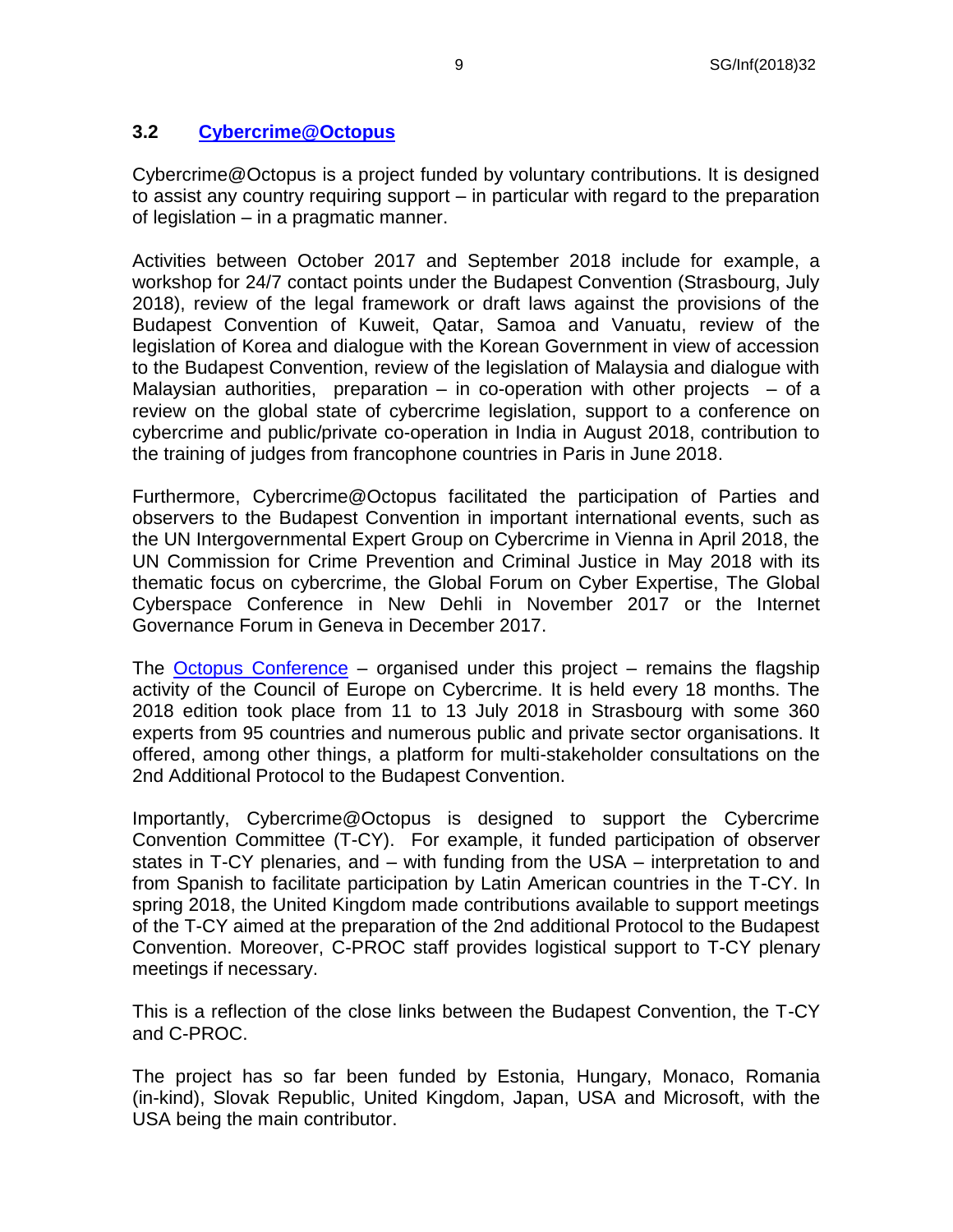### 3.2 Cybercrime@Octopus

Cybercrime@Octopus is a project funded by voluntary contributions. It is designed to assist any country requiring support – in particular with regard to the preparation of legislation – in a pragmatic manner.

Activities between October 2017 and September 2018 include for example, a workshop for 24/7 contact points under the Budapest Convention (Strasbourg, July 2018), review of the legal framework or draft laws against the provisions of the Budapest Convention of Kuweit, Qatar, Samoa and Vanuatu, review of the legislation of Korea and dialogue with the Korean Government in view of accession to the Budapest Convention, review of the legislation of Malaysia and dialogue with Malaysian authorities, preparation – in co-operation with other projects – of a review on the global state of cybercrime legislation, support to a conference on cybercrime and public/private co-operation in India in August 2018, contribution to the training of judges from francophone countries in Paris in June 2018.

Furthermore, Cybercrime@Octopus facilitated the participation of Parties and observers to the Budapest Convention in important international events, such as the UN Intergovernmental Expert Group on Cybercrime in Vienna in April 2018, the UN Commission for Crime Prevention and Criminal Justice in May 2018 with its thematic focus on cybercrime, the Global Forum on Cyber Expertise, The Global Cyberspace Conference in New Dehli in November 2017 or the Internet Governance Forum in Geneva in December 2017.

The Octopus Conference – organised under this project – remains the flagship activity of the Council of Europe on Cybercrime. It is held every 18 months. The 2018 edition took place from 11 to 13 July 2018 in Strasbourg with some 360 experts from 95 countries and numerous public and private sector organisations. It offered, among other things, a platform for multi-stakeholder consultations on the 2nd Additional Protocol to the Budapest Convention.

Importantly, Cybercrime@Octopus is designed to support the Cybercrime Convention Committee (T-CY). For example, it funded participation of observer states in T-CY plenaries, and – with funding from the USA – interpretation to and from Spanish to facilitate participation by Latin American countries in the T-CY. In spring 2018, the United Kingdom made contributions available to support meetings of the T-CY aimed at the preparation of the 2nd additional Protocol to the Budapest Convention. Moreover, C-PROC staff provides logistical support to T-CY plenary meetings if necessary.

This is a reflection of the close links between the Budapest Convention, the T-CY and C-PROC.

The project has so far been funded by Estonia, Hungary, Monaco, Romania (in-kind), Slovak Republic, United Kingdom, Japan, USA and Microsoft, with the USA being the main contributor.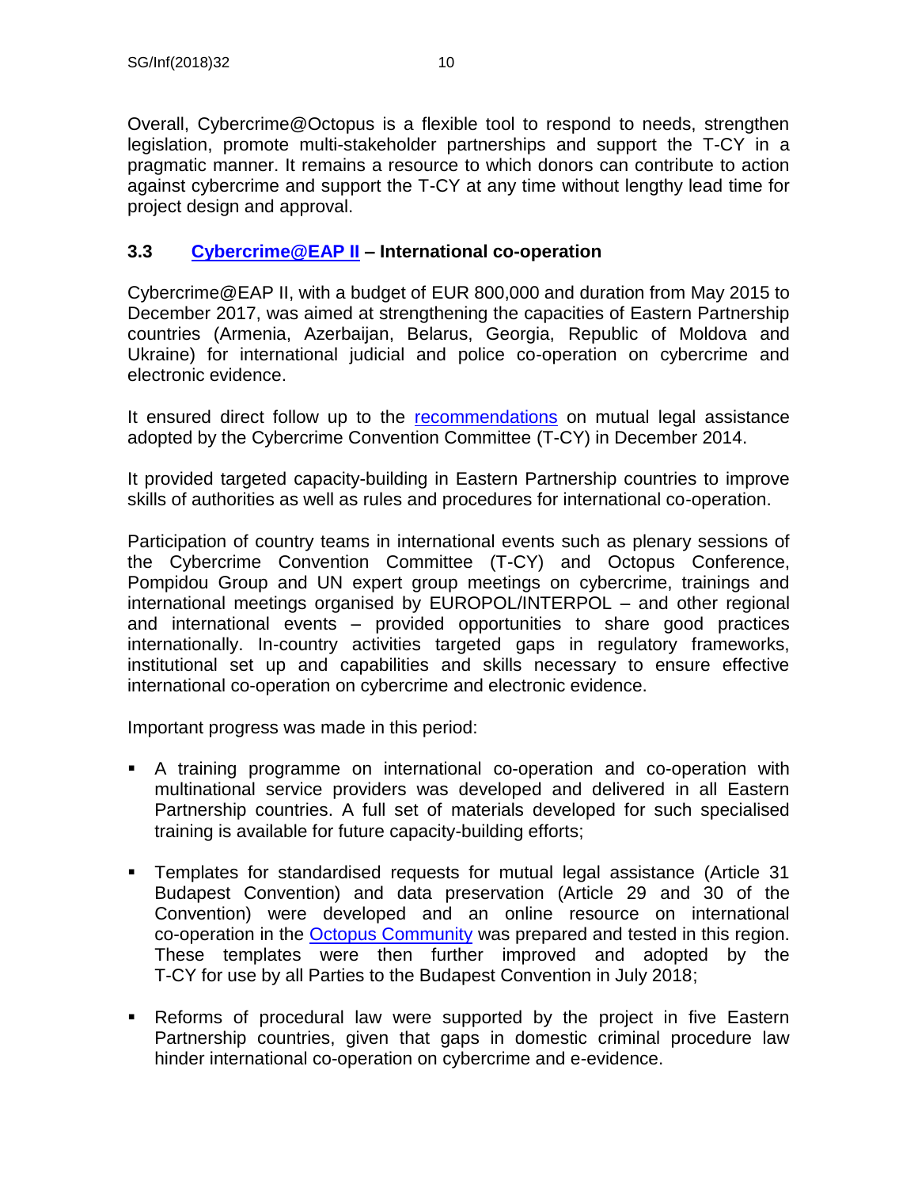Overall, Cybercrime@Octopus is a flexible tool to respond to needs, strengthen legislation, promote multi-stakeholder partnerships and support the T-CY in a pragmatic manner. It remains a resource to which donors can contribute to action against cybercrime and support the T-CY at any time without lengthy lead time for project design and approval.

### 3.3 Cybercrime@EAP II – International co-operation

Cybercrime@EAP II, with a budget of EUR 800,000 and duration from May 2015 to December 2017, was aimed at strengthening the capacities of Eastern Partnership countries (Armenia, Azerbaijan, Belarus, Georgia, Republic of Moldova and Ukraine) for international judicial and police co-operation on cybercrime and electronic evidence.

It ensured direct follow up to the recommendations on mutual legal assistance adopted by the Cybercrime Convention Committee (T-CY) in December 2014.

It provided targeted capacity-building in Eastern Partnership countries to improve skills of authorities as well as rules and procedures for international co-operation.

Participation of country teams in international events such as plenary sessions of the Cybercrime Convention Committee (T-CY) and Octopus Conference, Pompidou Group and UN expert group meetings on cybercrime, trainings and international meetings organised by EUROPOL/INTERPOL – and other regional and international events – provided opportunities to share good practices internationally. In-country activities targeted gaps in regulatory frameworks, institutional set up and capabilities and skills necessary to ensure effective international co-operation on cybercrime and electronic evidence.

Important progress was made in this period:

- A training programme on international co-operation and co-operation with multinational service providers was developed and delivered in all Eastern Partnership countries. A full set of materials developed for such specialised training is available for future capacity-building efforts;
- Templates for standardised requests for mutual legal assistance (Article 31 Budapest Convention) and data preservation (Article 29 and 30 of the Convention) were developed and an online resource on international co-operation in the Octopus Community was prepared and tested in this region. These templates were then further improved and adopted by the T-CY for use by all Parties to the Budapest Convention in July 2018;
- Reforms of procedural law were supported by the project in five Eastern Partnership countries, given that gaps in domestic criminal procedure law hinder international co-operation on cybercrime and e-evidence.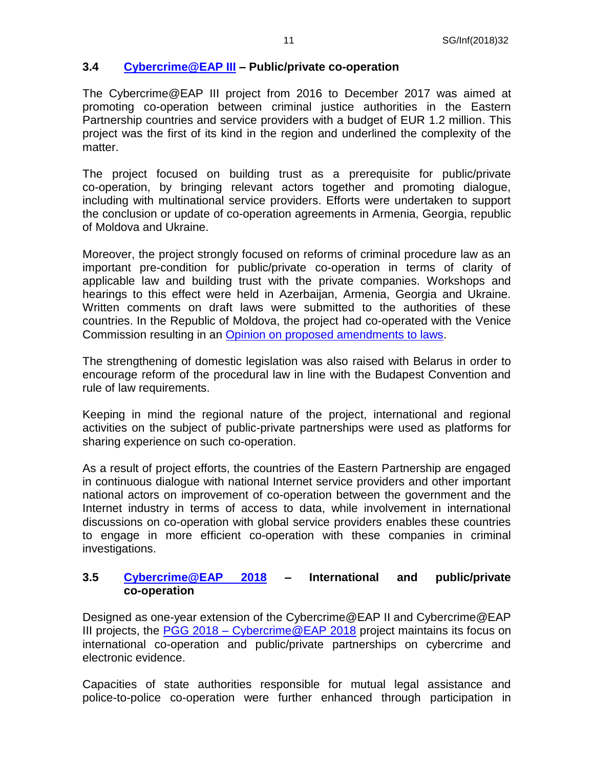### 3.4 Cybercrime@EAP III – Public/private co-operation

The Cybercrime@EAP III project from 2016 to December 2017 was aimed at promoting co-operation between criminal justice authorities in the Eastern Partnership countries and service providers with a budget of EUR 1.2 million. This project was the first of its kind in the region and underlined the complexity of the matter.

The project focused on building trust as a prerequisite for public/private co-operation, by bringing relevant actors together and promoting dialogue, including with multinational service providers. Efforts were undertaken to support the conclusion or update of co-operation agreements in Armenia, Georgia, republic of Moldova and Ukraine.

Moreover, the project strongly focused on reforms of criminal procedure law as an important pre-condition for public/private co-operation in terms of clarity of applicable law and building trust with the private companies. Workshops and hearings to this effect were held in Azerbaijan, Armenia, Georgia and Ukraine. Written comments on draft laws were submitted to the authorities of these countries. In the Republic of Moldova, the project had co-operated with the Venice Commission resulting in an Opinion on proposed amendments to laws.

The strengthening of domestic legislation was also raised with Belarus in order to encourage reform of the procedural law in line with the Budapest Convention and rule of law requirements.

Keeping in mind the regional nature of the project, international and regional activities on the subject of public-private partnerships were used as platforms for sharing experience on such co-operation.

As a result of project efforts, the countries of the Eastern Partnership are engaged in continuous dialogue with national Internet service providers and other important national actors on improvement of co-operation between the government and the Internet industry in terms of access to data, while involvement in international discussions on co-operation with global service providers enables these countries to engage in more efficient co-operation with these companies in criminal investigations.

### 3.5 Cybercrime@EAP 2018 – International and public/private co-operation

Designed as one-year extension of the Cybercrime@EAP II and Cybercrime@EAP III projects, the PGG 2018 – Cybercrime@EAP 2018 project maintains its focus on international co-operation and public/private partnerships on cybercrime and electronic evidence.

Capacities of state authorities responsible for mutual legal assistance and police-to-police co-operation were further enhanced through participation in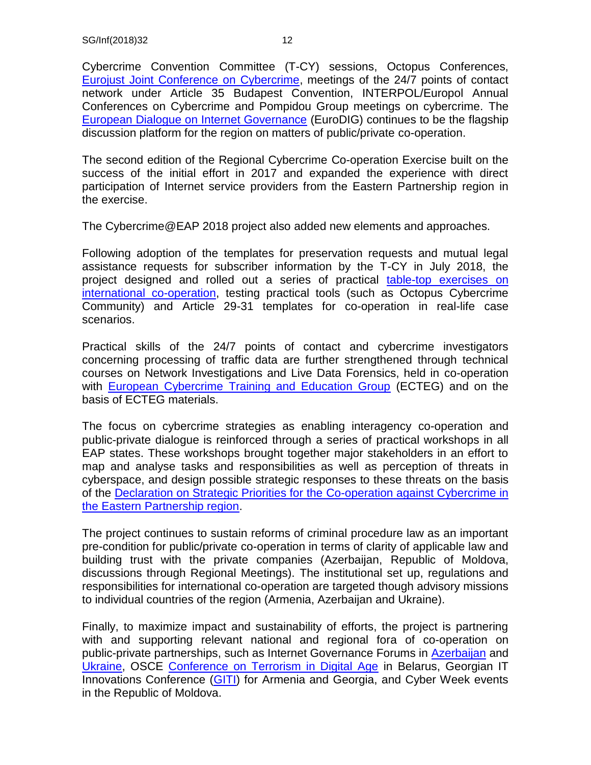Cybercrime Convention Committee (T-CY) sessions, Octopus Conferences, Eurojust Joint Conference on Cybercrime, meetings of the 24/7 points of contact network under Article 35 Budapest Convention, INTERPOL/Europol Annual Conferences on Cybercrime and Pompidou Group meetings on cybercrime. The European Dialogue on Internet Governance (EuroDIG) continues to be the flagship discussion platform for the region on matters of public/private co-operation.

The second edition of the Regional Cybercrime Co-operation Exercise built on the success of the initial effort in 2017 and expanded the experience with direct participation of Internet service providers from the Eastern Partnership region in the exercise.

The Cybercrime@EAP 2018 project also added new elements and approaches.

Following adoption of the templates for preservation requests and mutual legal assistance requests for subscriber information by the T-CY in July 2018, the project designed and rolled out a series of practical table-top exercises on international co-operation, testing practical tools (such as Octopus Cybercrime Community) and Article 29-31 templates for co-operation in real-life case scenarios.

Practical skills of the 24/7 points of contact and cybercrime investigators concerning processing of traffic data are further strengthened through technical courses on Network Investigations and Live Data Forensics, held in co-operation with European Cybercrime Training and Education Group (ECTEG) and on the basis of ECTEG materials.

The focus on cybercrime strategies as enabling interagency co-operation and public-private dialogue is reinforced through a series of practical workshops in all EAP states. These workshops brought together major stakeholders in an effort to map and analyse tasks and responsibilities as well as perception of threats in cyberspace, and design possible strategic responses to these threats on the basis of the Declaration on Strategic Priorities for the Co-operation against Cybercrime in the Eastern Partnership region.

The project continues to sustain reforms of criminal procedure law as an important pre-condition for public/private co-operation in terms of clarity of applicable law and building trust with the private companies (Azerbaijan, Republic of Moldova, discussions through Regional Meetings). The institutional set up, regulations and responsibilities for international co-operation are targeted though advisory missions to individual countries of the region (Armenia, Azerbaijan and Ukraine).

Finally, to maximize impact and sustainability of efforts, the project is partnering with and supporting relevant national and regional fora of co-operation on public-private partnerships, such as Internet Governance Forums in Azerbaijan and Ukraine, OSCE Conference on Terrorism in Digital Age in Belarus, Georgian IT Innovations Conference (GITI) for Armenia and Georgia, and Cyber Week events in the Republic of Moldova.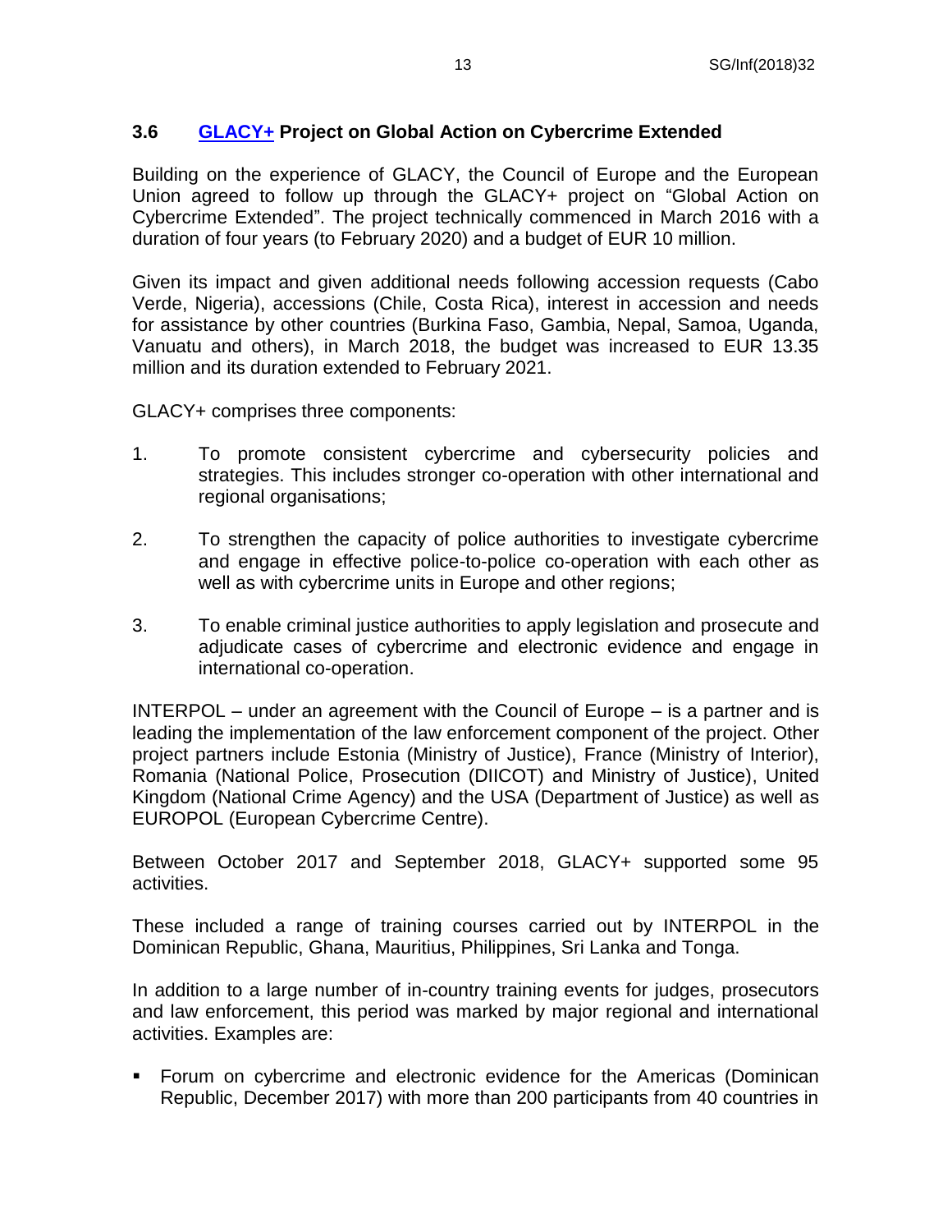### 3.6 GLACY+ Project on Global Action on Cybercrime Extended

Building on the experience of GLACY, the Council of Europe and the European Union agreed to follow up through the GLACY+ project on "Global Action on Cybercrime Extended". The project technically commenced in March 2016 with a duration of four years (to February 2020) and a budget of EUR 10 million.

Given its impact and given additional needs following accession requests (Cabo Verde, Nigeria), accessions (Chile, Costa Rica), interest in accession and needs for assistance by other countries (Burkina Faso, Gambia, Nepal, Samoa, Uganda, Vanuatu and others), in March 2018, the budget was increased to EUR 13.35 million and its duration extended to February 2021.

GLACY+ comprises three components:

1. To promote consistent cybercrime and cybersecurity policies and strategies. This includes stronger co-operation with other international and regional organisations;

2. To strengthen the capacity of police authorities to investigate cybercrime and engage in effective police-to-police co-operation with each other as well as with cybercrime units in Europe and other regions;

3. To enable criminal justice authorities to apply legislation and prosecute and adjudicate cases of cybercrime and electronic evidence and engage in international co-operation.

INTERPOL – under an agreement with the Council of Europe – is a partner and is leading the implementation of the law enforcement component of the project. Other project partners include Estonia (Ministry of Justice), France (Ministry of Interior), Romania (National Police, Prosecution (DIICOT) and Ministry of Justice), United Kingdom (National Crime Agency) and the USA (Department of Justice) as well as EUROPOL (European Cybercrime Centre).

Between October 2017 and September 2018, GLACY+ supported some 95 activities.

These included a range of training courses carried out by INTERPOL in the Dominican Republic, Ghana, Mauritius, Philippines, Sri Lanka and Tonga.

In addition to a large number of in-country training events for judges, prosecutors and law enforcement, this period was marked by major regional and international activities. Examples are:

- Forum on cybercrime and electronic evidence for the Americas (Dominican Republic, December 2017) with more than 200 participants from 40 countries in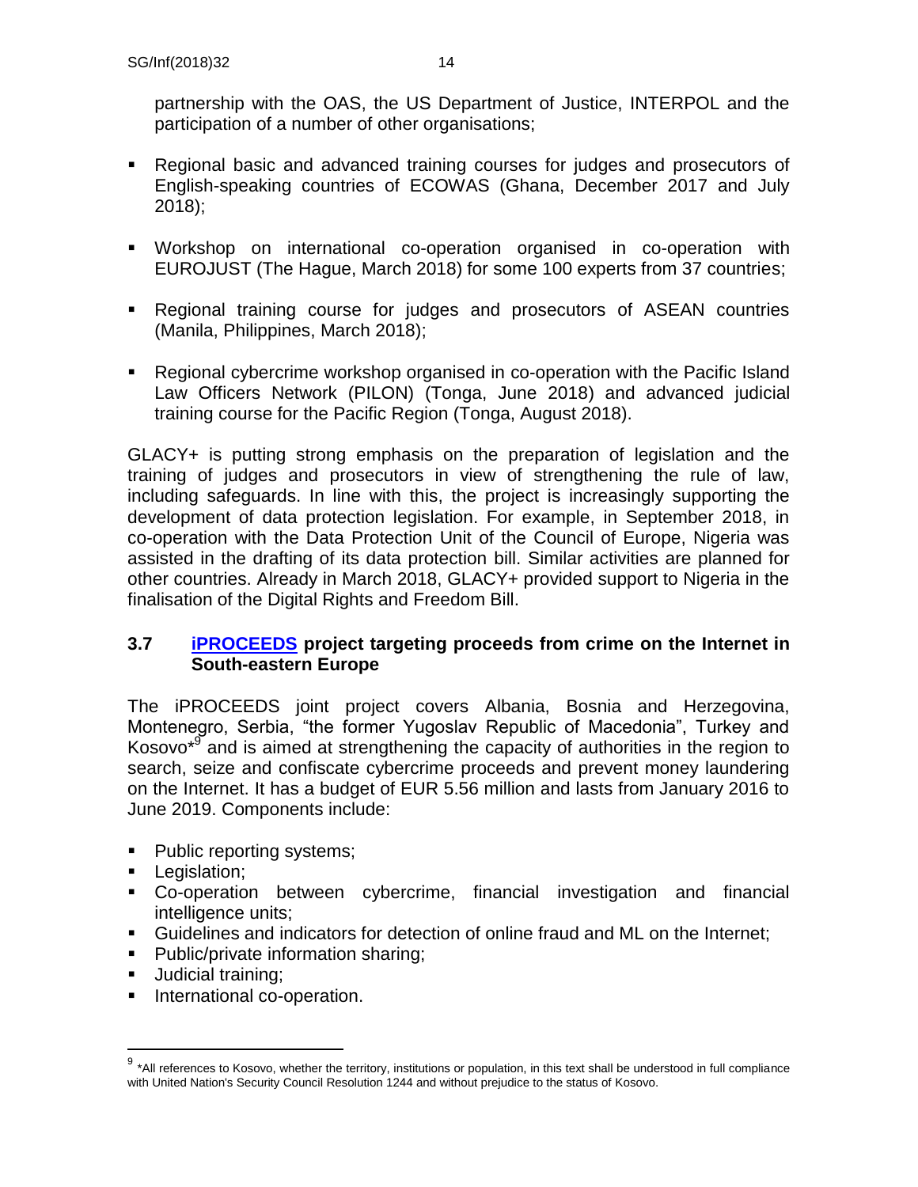partnership with the OAS, the US Department of Justice, INTERPOL and the participation of a number of other organisations;

- Regional basic and advanced training courses for judges and prosecutors of English-speaking countries of ECOWAS (Ghana, December 2017 and July 2018);
- Workshop on international co-operation organised in co-operation with EUROJUST (The Hague, March 2018) for some 100 experts from 37 countries;
- Regional training course for judges and prosecutors of ASEAN countries (Manila, Philippines, March 2018);
- Regional cybercrime workshop organised in co-operation with the Pacific Island Law Officers Network (PILON) (Tonga, June 2018) and advanced judicial training course for the Pacific Region (Tonga, August 2018).

GLACY+ is putting strong emphasis on the preparation of legislation and the training of judges and prosecutors in view of strengthening the rule of law, including safeguards. In line with this, the project is increasingly supporting the development of data protection legislation. For example, in September 2018, in co-operation with the Data Protection Unit of the Council of Europe, Nigeria was assisted in the drafting of its data protection bill. Similar activities are planned for other countries. Already in March 2018, GLACY+ provided support to Nigeria in the finalisation of the Digital Rights and Freedom Bill.

### 3.7 iPROCEEDS project targeting proceeds from crime on the Internet in South-eastern Europe

The iPROCEEDS joint project covers Albania, Bosnia and Herzegovina, Montenegro, Serbia, "the former Yugoslav Republic of Macedonia", Turkey and Kosovo*[9] and is aimed at strengthening the capacity of authorities in the region to search, seize and confiscate cybercrime proceeds and prevent money laundering on the Internet. It has a budget of EUR 5.56 million and lasts from January 2016 to June 2019. Components include:

- Public reporting systems;
- Legislation;
- Co-operation between cybercrime, financial investigation and financial intelligence units;
- Guidelines and indicators for detection of online fraud and ML on the Internet;
- Public/private information sharing;
- Judicial training;
- International co-operation.

[9] *All references to Kosovo, whether the territory, institutions or population, in this text shall be understood in full compliance with United Nation's Security Council Resolution 1244 and without prejudice to the status of Kosovo.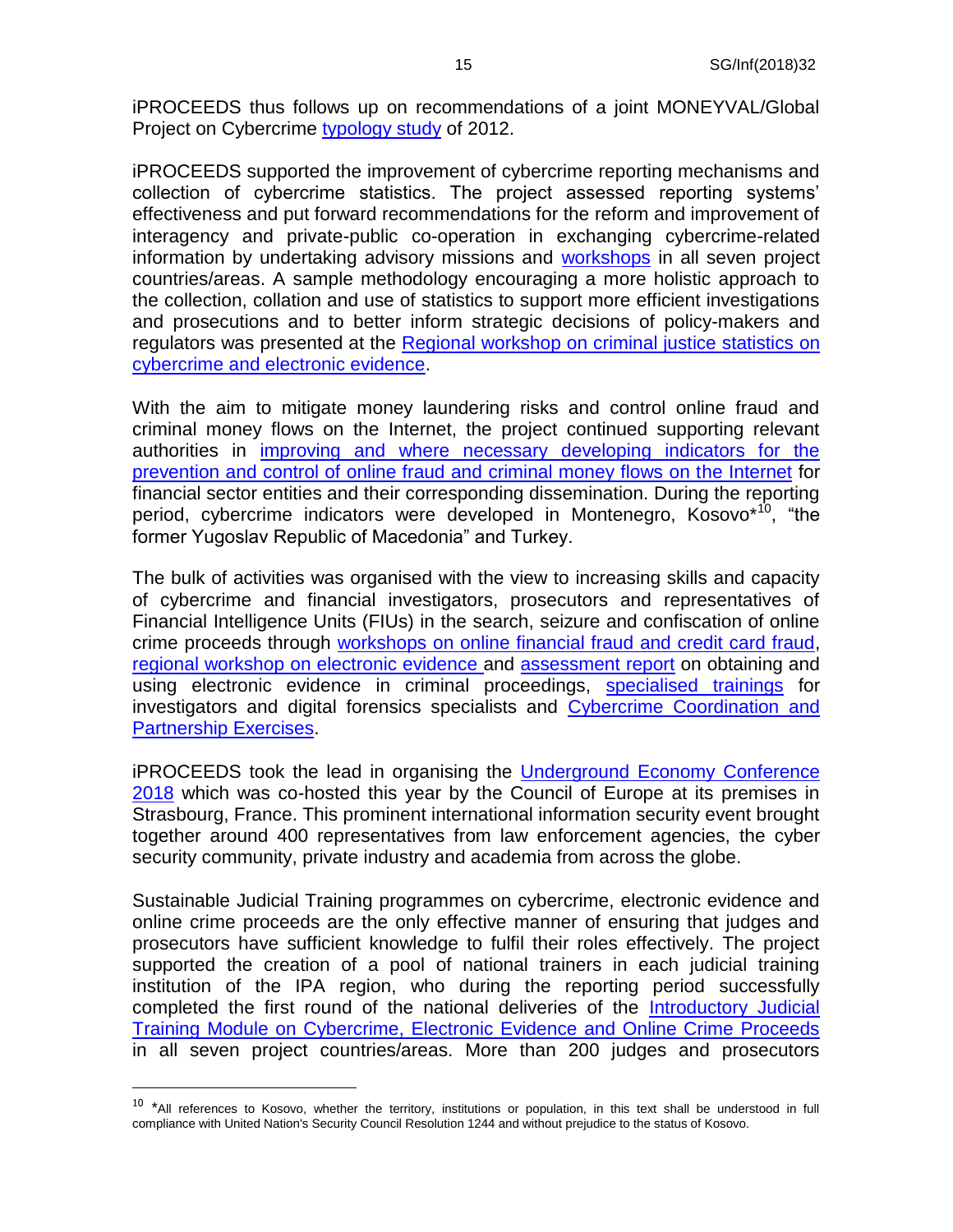iPROCEEDS thus follows up on recommendations of a joint MONEYVAL/Global Project on Cybercrime typology study of 2012.

iPROCEEDS supported the improvement of cybercrime reporting mechanisms and collection of cybercrime statistics. The project assessed reporting systems' effectiveness and put forward recommendations for the reform and improvement of interagency and private-public co-operation in exchanging cybercrime-related information by undertaking advisory missions and workshops in all seven project countries/areas. A sample methodology encouraging a more holistic approach to the collection, collation and use of statistics to support more efficient investigations and prosecutions and to better inform strategic decisions of policy-makers and regulators was presented at the Regional workshop on criminal justice statistics on cybercrime and electronic evidence.

With the aim to mitigate money laundering risks and control online fraud and criminal money flows on the Internet, the project continued supporting relevant authorities in improving and where necessary developing indicators for the prevention and control of online fraud and criminal money flows on the Internet for financial sector entities and their corresponding dissemination. During the reporting period, cybercrime indicators were developed in Montenegro, Kosovo*[10], "the former Yugoslav Republic of Macedonia" and Turkey.

The bulk of activities was organised with the view to increasing skills and capacity of cybercrime and financial investigators, prosecutors and representatives of Financial Intelligence Units (FIUs) in the search, seizure and confiscation of online crime proceeds through workshops on online financial fraud and credit card fraud, regional workshop on electronic evidence and assessment report on obtaining and using electronic evidence in criminal proceedings, specialised trainings for investigators and digital forensics specialists and Cybercrime Coordination and Partnership Exercises.

iPROCEEDS took the lead in organising the Underground Economy Conference 2018 which was co-hosted this year by the Council of Europe at its premises in Strasbourg, France. This prominent international information security event brought together around 400 representatives from law enforcement agencies, the cyber security community, private industry and academia from across the globe.

Sustainable Judicial Training programmes on cybercrime, electronic evidence and online crime proceeds are the only effective manner of ensuring that judges and prosecutors have sufficient knowledge to fulfil their roles effectively. The project supported the creation of a pool of national trainers in each judicial training institution of the IPA region, who during the reporting period successfully completed the first round of the national deliveries of the Introductory Judicial Training Module on Cybercrime, Electronic Evidence and Online Crime Proceeds in all seven project countries/areas. More than 200 judges and prosecutors

[10] *All references to Kosovo, whether the territory, institutions or population, in this text shall be understood in full compliance with United Nation's Security Council Resolution 1244 and without prejudice to the status of Kosovo.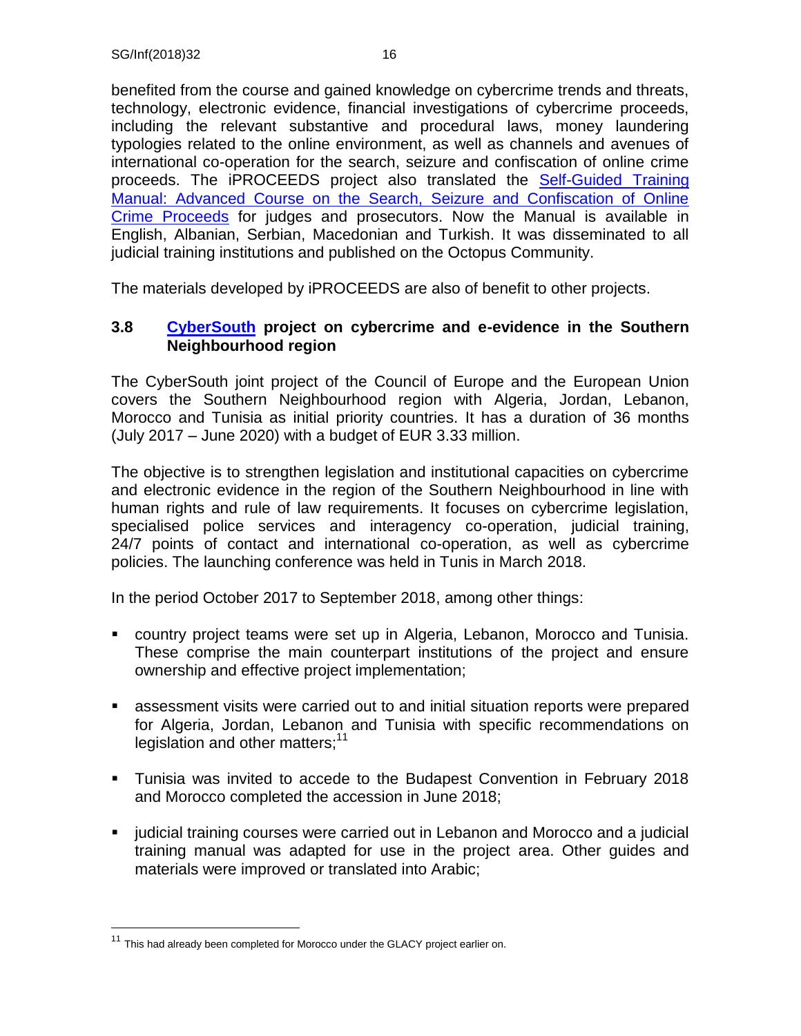benefited from the course and gained knowledge on cybercrime trends and threats, technology, electronic evidence, financial investigations of cybercrime proceeds, including the relevant substantive and procedural laws, money laundering typologies related to the online environment, as well as channels and avenues of international co-operation for the search, seizure and confiscation of online crime proceeds. The iPROCEEDS project also translated the Self-Guided Training Manual: Advanced Course on the Search, Seizure and Confiscation of Online Crime Proceeds for judges and prosecutors. Now the Manual is available in English, Albanian, Serbian, Macedonian and Turkish. It was disseminated to all judicial training institutions and published on the Octopus Community.

The materials developed by iPROCEEDS are also of benefit to other projects.

### 3.8 CyberSouth project on cybercrime and e-evidence in the Southern Neighbourhood region

The CyberSouth joint project of the Council of Europe and the European Union covers the Southern Neighbourhood region with Algeria, Jordan, Lebanon, Morocco and Tunisia as initial priority countries. It has a duration of 36 months (July 2017 – June 2020) with a budget of EUR 3.33 million.

The objective is to strengthen legislation and institutional capacities on cybercrime and electronic evidence in the region of the Southern Neighbourhood in line with human rights and rule of law requirements. It focuses on cybercrime legislation, specialised police services and interagency co-operation, judicial training, 24/7 points of contact and international co-operation, as well as cybercrime policies. The launching conference was held in Tunis in March 2018.

In the period October 2017 to September 2018, among other things:

- country project teams were set up in Algeria, Lebanon, Morocco and Tunisia. These comprise the main counterpart institutions of the project and ensure ownership and effective project implementation;
- assessment visits were carried out to and initial situation reports were prepared for Algeria, Jordan, Lebanon and Tunisia with specific recommendations on legislation and other matters;[11]
- Tunisia was invited to accede to the Budapest Convention in February 2018 and Morocco completed the accession in June 2018;
- judicial training courses were carried out in Lebanon and Morocco and a judicial training manual was adapted for use in the project area. Other guides and materials were improved or translated into Arabic;

[11] This had already been completed for Morocco under the GLACY project earlier on.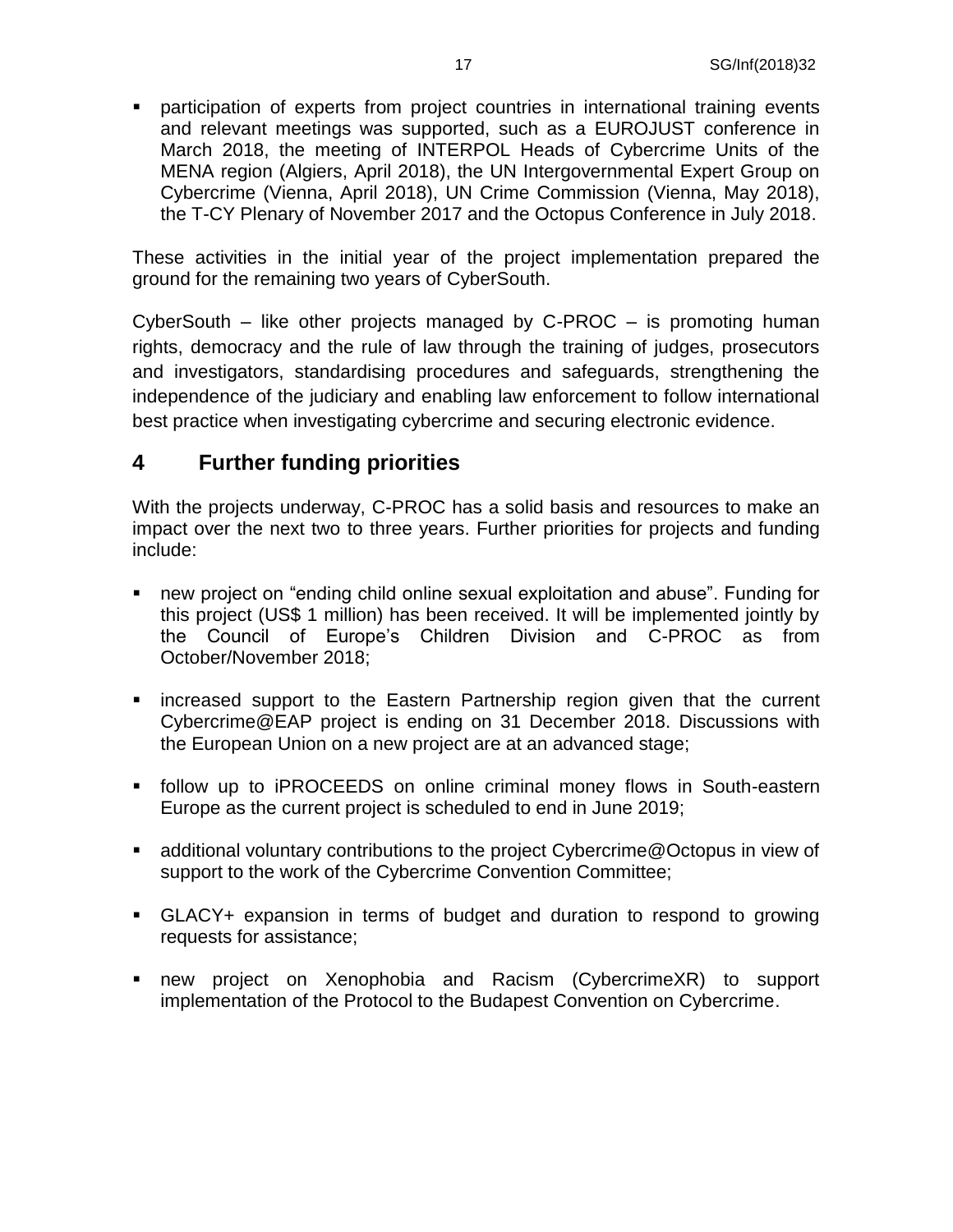- participation of experts from project countries in international training events and relevant meetings was supported, such as a EUROJUST conference in March 2018, the meeting of INTERPOL Heads of Cybercrime Units of the MENA region (Algiers, April 2018), the UN Intergovernmental Expert Group on Cybercrime (Vienna, April 2018), UN Crime Commission (Vienna, May 2018), the T-CY Plenary of November 2017 and the Octopus Conference in July 2018.

These activities in the initial year of the project implementation prepared the ground for the remaining two years of CyberSouth.

CyberSouth – like other projects managed by C-PROC – is promoting human rights, democracy and the rule of law through the training of judges, prosecutors and investigators, standardising procedures and safeguards, strengthening the independence of the judiciary and enabling law enforcement to follow international best practice when investigating cybercrime and securing electronic evidence.

## 4 Further funding priorities

With the projects underway, C-PROC has a solid basis and resources to make an impact over the next two to three years. Further priorities for projects and funding include:

- new project on "ending child online sexual exploitation and abuse". Funding for this project (US$ 1 million) has been received. It will be implemented jointly by the Council of Europe's Children Division and C-PROC as from October/November 2018;
- increased support to the Eastern Partnership region given that the current Cybercrime@EAP project is ending on 31 December 2018. Discussions with the European Union on a new project are at an advanced stage;
- follow up to iPROCEEDS on online criminal money flows in South-eastern Europe as the current project is scheduled to end in June 2019;
- additional voluntary contributions to the project Cybercrime@Octopus in view of support to the work of the Cybercrime Convention Committee;
- GLACY+ expansion in terms of budget and duration to respond to growing requests for assistance;
- new project on Xenophobia and Racism (CybercrimeXR) to support implementation of the Protocol to the Budapest Convention on Cybercrime.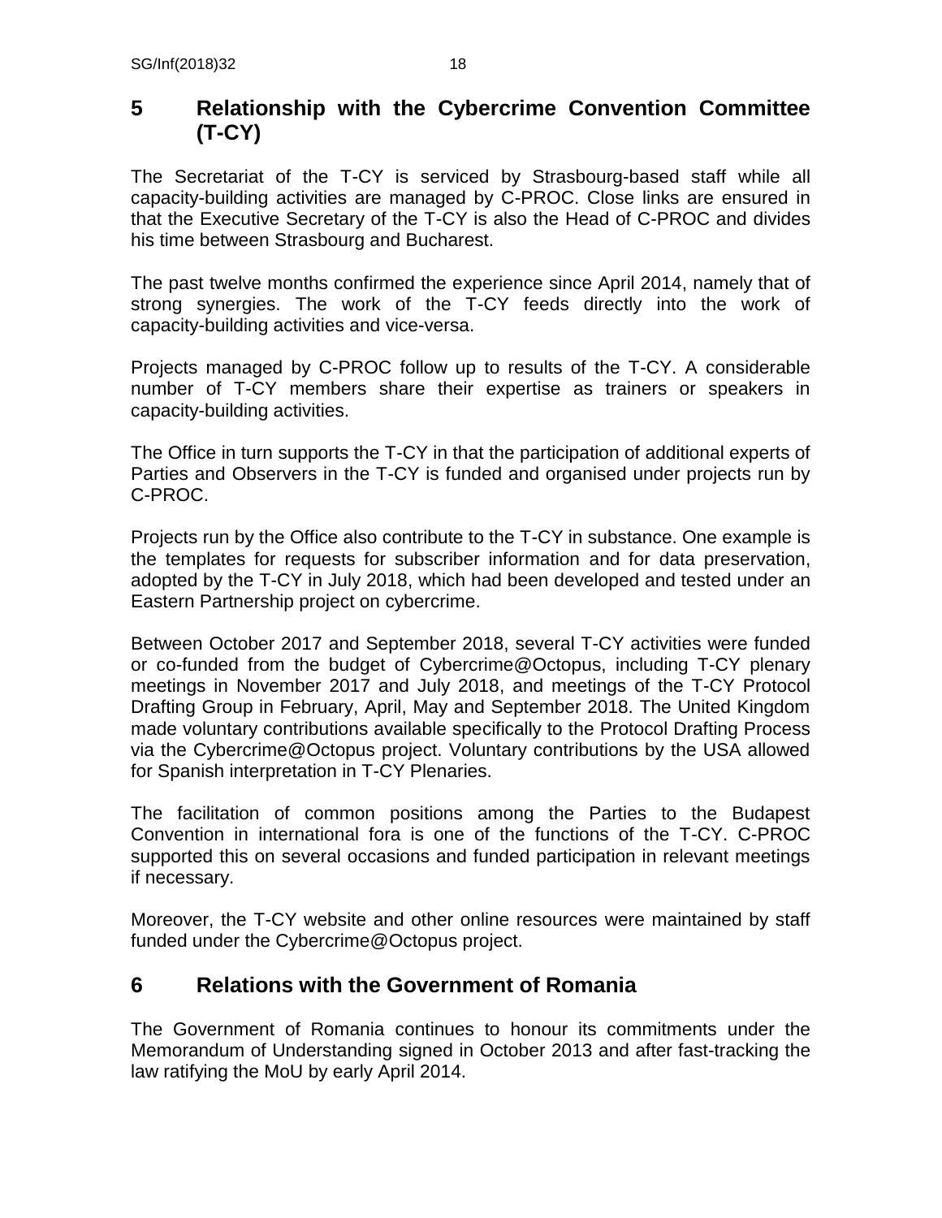## 5 Relationship with the Cybercrime Convention Committee (T-CY)

The Secretariat of the T-CY is serviced by Strasbourg-based staff while all capacity-building activities are managed by C-PROC. Close links are ensured in that the Executive Secretary of the T-CY is also the Head of C-PROC and divides his time between Strasbourg and Bucharest.

The past twelve months confirmed the experience since April 2014, namely that of strong synergies. The work of the T-CY feeds directly into the work of capacity-building activities and vice-versa.

Projects managed by C-PROC follow up to results of the T-CY. A considerable number of T-CY members share their expertise as trainers or speakers in capacity-building activities.

The Office in turn supports the T-CY in that the participation of additional experts of Parties and Observers in the T-CY is funded and organised under projects run by C-PROC.

Projects run by the Office also contribute to the T-CY in substance. One example is the templates for requests for subscriber information and for data preservation, adopted by the T-CY in July 2018, which had been developed and tested under an Eastern Partnership project on cybercrime.

Between October 2017 and September 2018, several T-CY activities were funded or co-funded from the budget of Cybercrime@Octopus, including T-CY plenary meetings in November 2017 and July 2018, and meetings of the T-CY Protocol Drafting Group in February, April, May and September 2018. The United Kingdom made voluntary contributions available specifically to the Protocol Drafting Process via the Cybercrime@Octopus project. Voluntary contributions by the USA allowed for Spanish interpretation in T-CY Plenaries.

The facilitation of common positions among the Parties to the Budapest Convention in international fora is one of the functions of the T-CY. C-PROC supported this on several occasions and funded participation in relevant meetings if necessary.

Moreover, the T-CY website and other online resources were maintained by staff funded under the Cybercrime@Octopus project.

## 6 Relations with the Government of Romania

The Government of Romania continues to honour its commitments under the Memorandum of Understanding signed in October 2013 and after fast-tracking the law ratifying the MoU by early April 2014.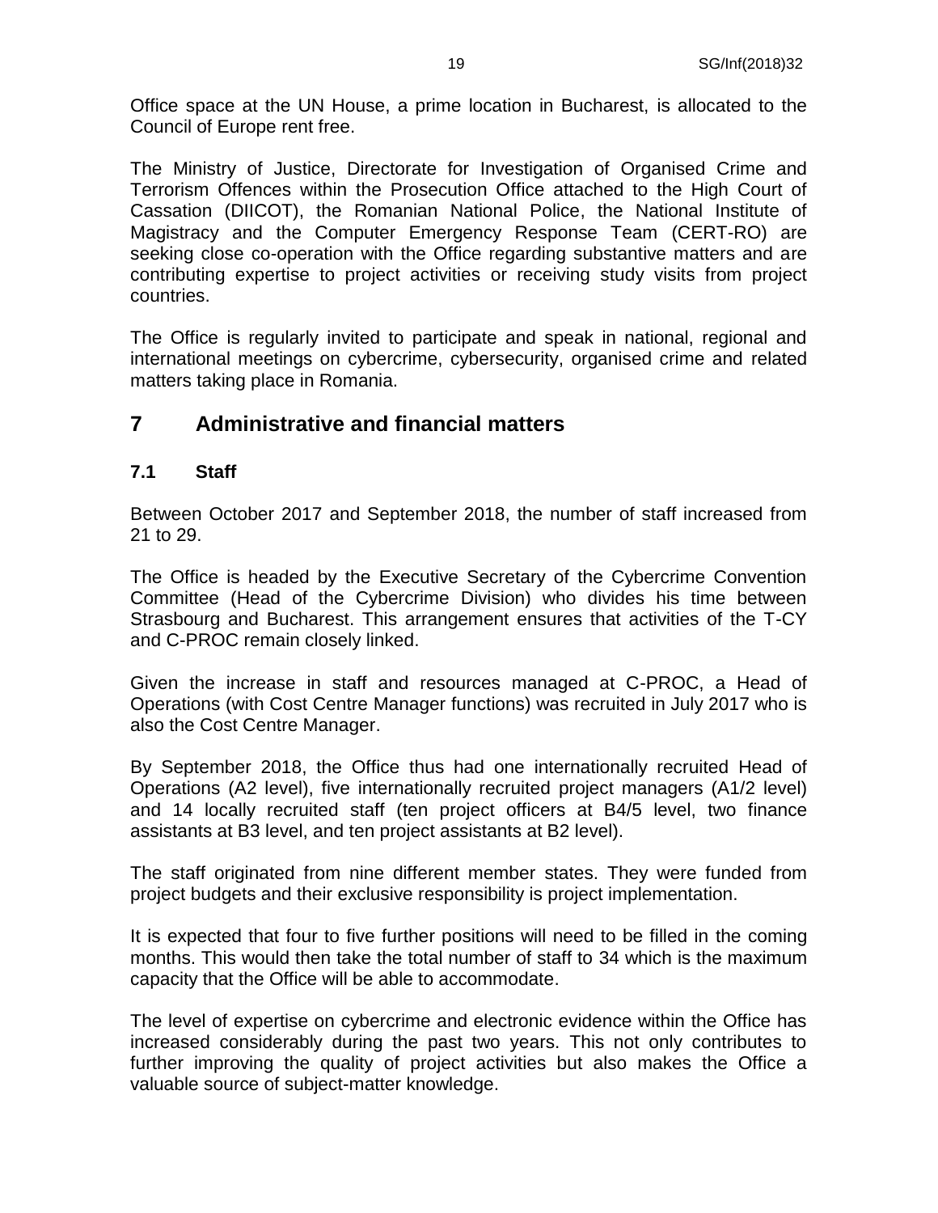Office space at the UN House, a prime location in Bucharest, is allocated to the Council of Europe rent free.

The Ministry of Justice, Directorate for Investigation of Organised Crime and Terrorism Offences within the Prosecution Office attached to the High Court of Cassation (DIICOT), the Romanian National Police, the National Institute of Magistracy and the Computer Emergency Response Team (CERT-RO) are seeking close co-operation with the Office regarding substantive matters and are contributing expertise to project activities or receiving study visits from project countries.

The Office is regularly invited to participate and speak in national, regional and international meetings on cybercrime, cybersecurity, organised crime and related matters taking place in Romania.

# 7 Administrative and financial matters

## 7.1 Staff

Between October 2017 and September 2018, the number of staff increased from 21 to 29.

The Office is headed by the Executive Secretary of the Cybercrime Convention Committee (Head of the Cybercrime Division) who divides his time between Strasbourg and Bucharest. This arrangement ensures that activities of the T-CY and C-PROC remain closely linked.

Given the increase in staff and resources managed at C-PROC, a Head of Operations (with Cost Centre Manager functions) was recruited in July 2017 who is also the Cost Centre Manager.

By September 2018, the Office thus had one internationally recruited Head of Operations (A2 level), five internationally recruited project managers (A1/2 level) and 14 locally recruited staff (ten project officers at B4/5 level, two finance assistants at B3 level, and ten project assistants at B2 level).

The staff originated from nine different member states. They were funded from project budgets and their exclusive responsibility is project implementation.

It is expected that four to five further positions will need to be filled in the coming months. This would then take the total number of staff to 34 which is the maximum capacity that the Office will be able to accommodate.

The level of expertise on cybercrime and electronic evidence within the Office has increased considerably during the past two years. This not only contributes to further improving the quality of project activities but also makes the Office a valuable source of subject-matter knowledge.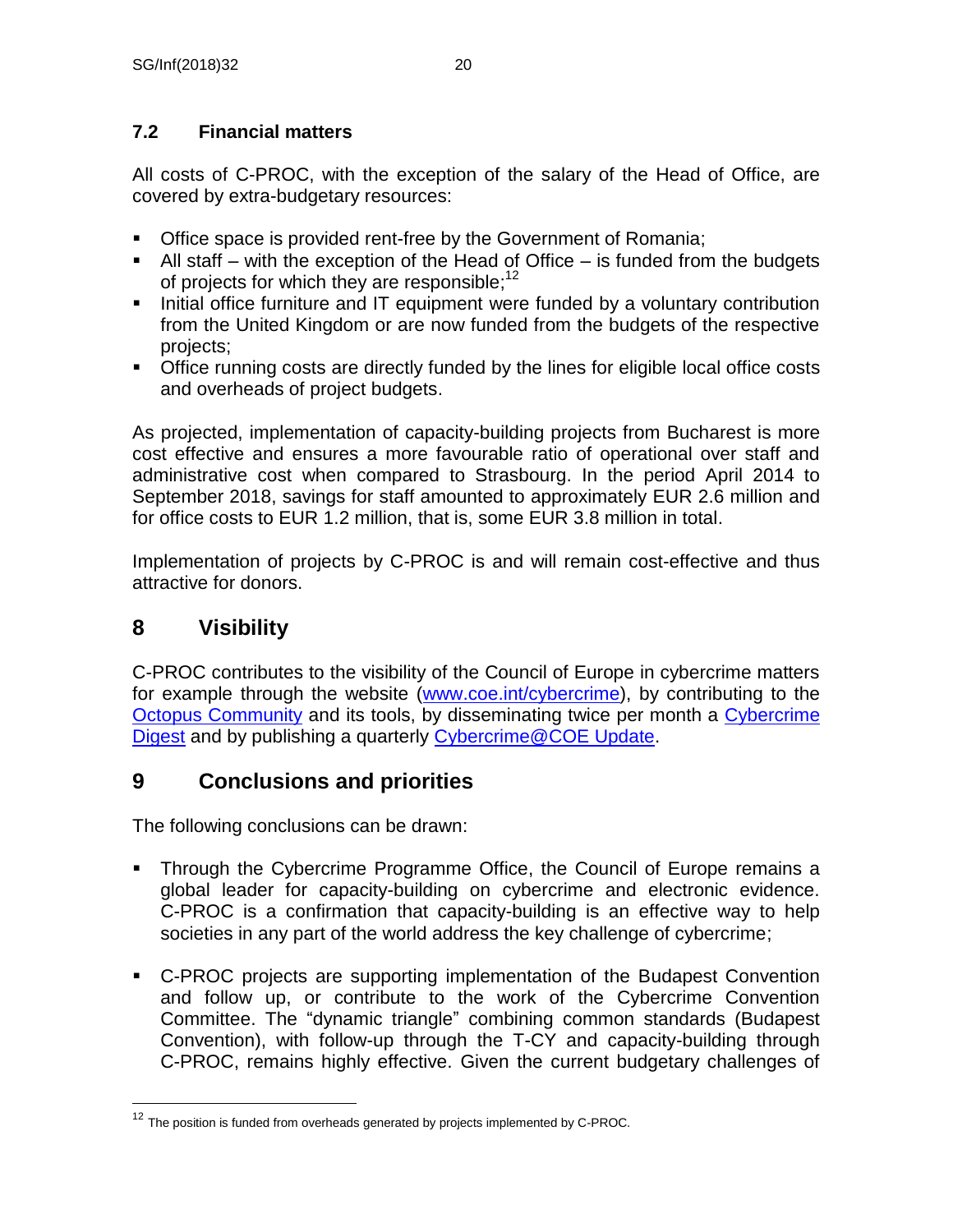### 7.2 Financial matters

All costs of C-PROC, with the exception of the salary of the Head of Office, are covered by extra-budgetary resources:

- Office space is provided rent-free by the Government of Romania;
- All staff – with the exception of the Head of Office – is funded from the budgets of projects for which they are responsible;[12]
- Initial office furniture and IT equipment were funded by a voluntary contribution from the United Kingdom or are now funded from the budgets of the respective projects;
- Office running costs are directly funded by the lines for eligible local office costs and overheads of project budgets.

As projected, implementation of capacity-building projects from Bucharest is more cost effective and ensures a more favourable ratio of operational over staff and administrative cost when compared to Strasbourg. In the period April 2014 to September 2018, savings for staff amounted to approximately EUR 2.6 million and for office costs to EUR 1.2 million, that is, some EUR 3.8 million in total.

Implementation of projects by C-PROC is and will remain cost-effective and thus attractive for donors.

## 8 Visibility

C-PROC contributes to the visibility of the Council of Europe in cybercrime matters for example through the website (www.coe.int/cybercrime), by contributing to the Octopus Community and its tools, by disseminating twice per month a Cybercrime Digest and by publishing a quarterly Cybercrime@COE Update.

## 9 Conclusions and priorities

The following conclusions can be drawn:

- Through the Cybercrime Programme Office, the Council of Europe remains a global leader for capacity-building on cybercrime and electronic evidence. C-PROC is a confirmation that capacity-building is an effective way to help societies in any part of the world address the key challenge of cybercrime;

- C-PROC projects are supporting implementation of the Budapest Convention and follow up, or contribute to the work of the Cybercrime Convention Committee. The "dynamic triangle" combining common standards (Budapest Convention), with follow-up through the T-CY and capacity-building through C-PROC, remains highly effective. Given the current budgetary challenges of

[12] The position is funded from overheads generated by projects implemented by C-PROC.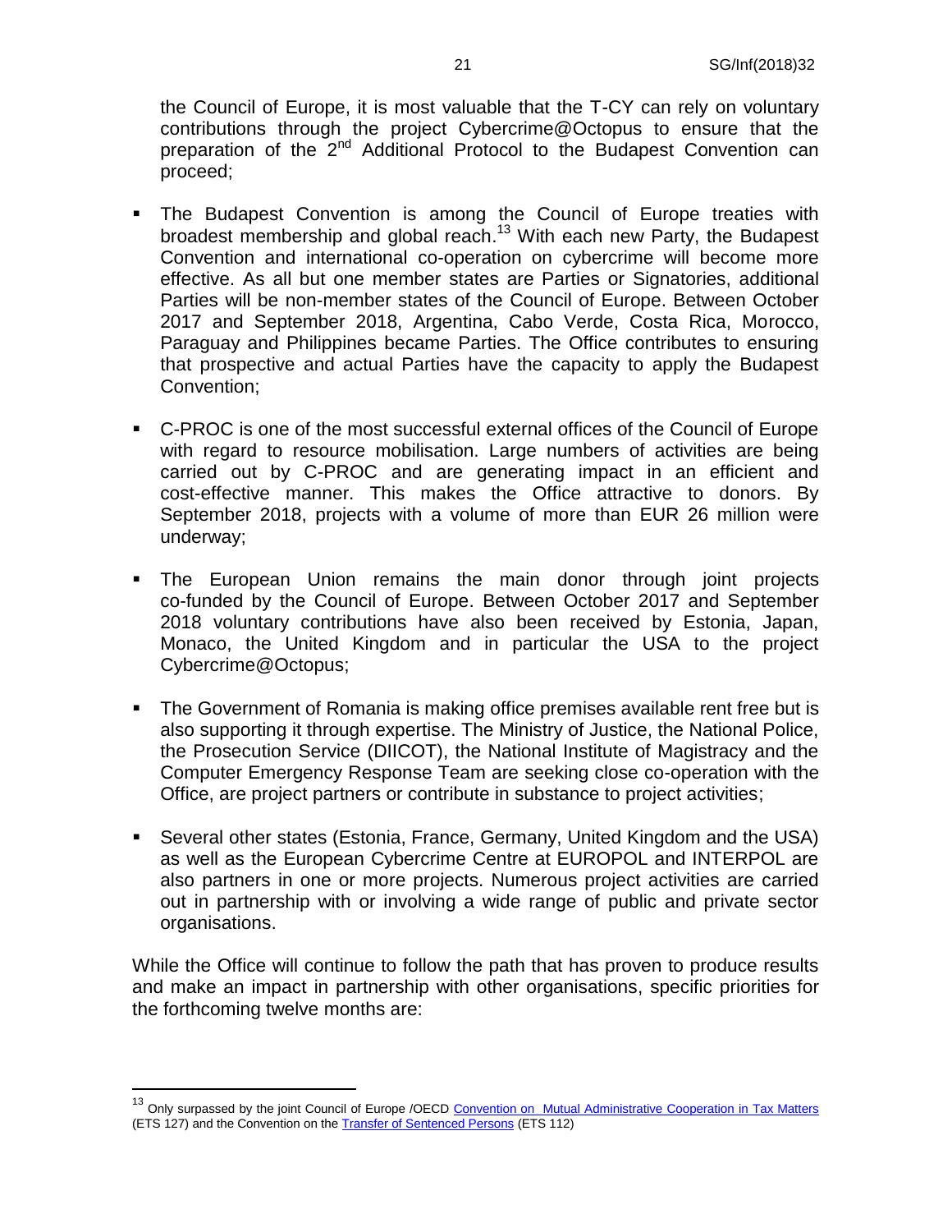the Council of Europe, it is most valuable that the T-CY can rely on voluntary contributions through the project Cybercrime@Octopus to ensure that the preparation of the 2nd Additional Protocol to the Budapest Convention can proceed;

- The Budapest Convention is among the Council of Europe treaties with broadest membership and global reach.[13] With each new Party, the Budapest Convention and international co-operation on cybercrime will become more effective. As all but one member states are Parties or Signatories, additional Parties will be non-member states of the Council of Europe. Between October 2017 and September 2018, Argentina, Cabo Verde, Costa Rica, Morocco, Paraguay and Philippines became Parties. The Office contributes to ensuring that prospective and actual Parties have the capacity to apply the Budapest Convention;

- C-PROC is one of the most successful external offices of the Council of Europe with regard to resource mobilisation. Large numbers of activities are being carried out by C-PROC and are generating impact in an efficient and cost-effective manner. This makes the Office attractive to donors. By September 2018, projects with a volume of more than EUR 26 million were underway;

- The European Union remains the main donor through joint projects co-funded by the Council of Europe. Between October 2017 and September 2018 voluntary contributions have also been received by Estonia, Japan, Monaco, the United Kingdom and in particular the USA to the project Cybercrime@Octopus;

- The Government of Romania is making office premises available rent free but is also supporting it through expertise. The Ministry of Justice, the National Police, the Prosecution Service (DIICOT), the National Institute of Magistracy and the Computer Emergency Response Team are seeking close co-operation with the Office, are project partners or contribute in substance to project activities;

- Several other states (Estonia, France, Germany, United Kingdom and the USA) as well as the European Cybercrime Centre at EUROPOL and INTERPOL are also partners in one or more projects. Numerous project activities are carried out in partnership with or involving a wide range of public and private sector organisations.

While the Office will continue to follow the path that has proven to produce results and make an impact in partnership with other organisations, specific priorities for the forthcoming twelve months are:

---

[13] Only surpassed by the joint Council of Europe /OECD Convention on Mutual Administrative Cooperation in Tax Matters (ETS 127) and the Convention on the Transfer of Sentenced Persons (ETS 112)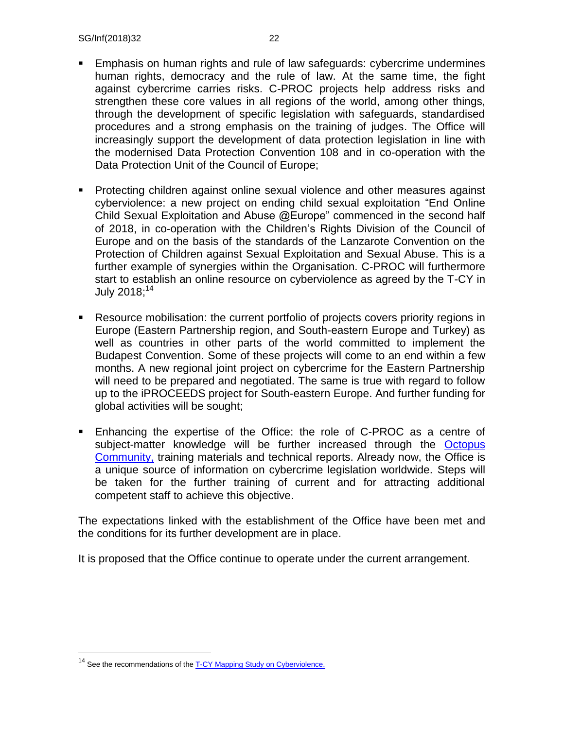- Emphasis on human rights and rule of law safeguards: cybercrime undermines human rights, democracy and the rule of law. At the same time, the fight against cybercrime carries risks. C-PROC projects help address risks and strengthen these core values in all regions of the world, among other things, through the development of specific legislation with safeguards, standardised procedures and a strong emphasis on the training of judges. The Office will increasingly support the development of data protection legislation in line with the modernised Data Protection Convention 108 and in co-operation with the Data Protection Unit of the Council of Europe;

- Protecting children against online sexual violence and other measures against cyberviolence: a new project on ending child sexual exploitation "End Online Child Sexual Exploitation and Abuse @Europe" commenced in the second half of 2018, in co-operation with the Children's Rights Division of the Council of Europe and on the basis of the standards of the Lanzarote Convention on the Protection of Children against Sexual Exploitation and Sexual Abuse. This is a further example of synergies within the Organisation. C-PROC will furthermore start to establish an online resource on cyberviolence as agreed by the T-CY in July 2018;[14]

- Resource mobilisation: the current portfolio of projects covers priority regions in Europe (Eastern Partnership region, and South-eastern Europe and Turkey) as well as countries in other parts of the world committed to implement the Budapest Convention. Some of these projects will come to an end within a few months. A new regional joint project on cybercrime for the Eastern Partnership will need to be prepared and negotiated. The same is true with regard to follow up to the iPROCEEDS project for South-eastern Europe. And further funding for global activities will be sought;

- Enhancing the expertise of the Office: the role of C-PROC as a centre of subject-matter knowledge will be further increased through the Octopus Community, training materials and technical reports. Already now, the Office is a unique source of information on cybercrime legislation worldwide. Steps will be taken for the further training of current and for attracting additional competent staff to achieve this objective.

The expectations linked with the establishment of the Office have been met and the conditions for its further development are in place.

It is proposed that the Office continue to operate under the current arrangement.

---

[14] See the recommendations of the T-CY Mapping Study on Cyberviolence.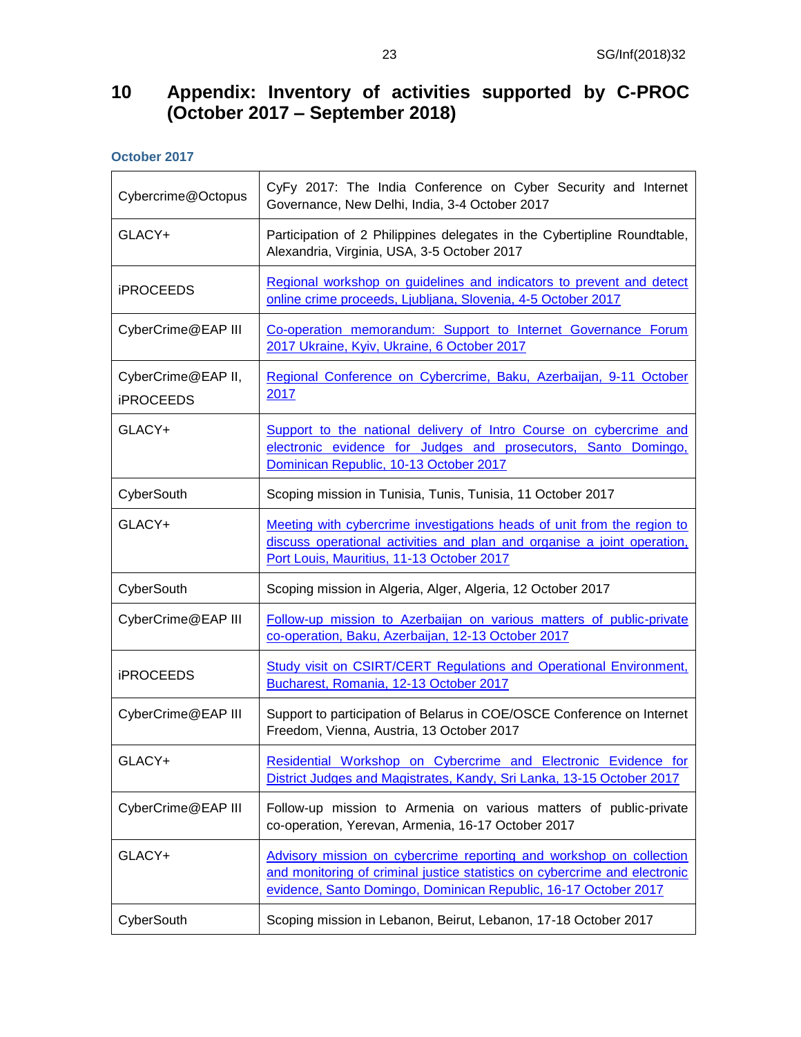# 10 Appendix: Inventory of activities supported by C-PROC (October 2017 – September 2018)

### October 2017

| | |
|---|---|
| Cybercrime@Octopus | CyFy 2017: The India Conference on Cyber Security and Internet Governance, New Delhi, India, 3-4 October 2017 |
| GLACY+ | Participation of 2 Philippines delegates in the Cybertipline Roundtable, Alexandria, Virginia, USA, 3-5 October 2017 |
| iPROCEEDS | Regional workshop on guidelines and indicators to prevent and detect online crime proceeds, Ljubljana, Slovenia, 4-5 October 2017 |
| CyberCrime@EAP III | Co-operation memorandum: Support to Internet Governance Forum 2017 Ukraine, Kyiv, Ukraine, 6 October 2017 |
| CyberCrime@EAP II, iPROCEEDS | Regional Conference on Cybercrime, Baku, Azerbaijan, 9-11 October 2017 |
| GLACY+ | Support to the national delivery of Intro Course on cybercrime and electronic evidence for Judges and prosecutors, Santo Domingo, Dominican Republic, 10-13 October 2017 |
| CyberSouth | Scoping mission in Tunisia, Tunis, Tunisia, 11 October 2017 |
| GLACY+ | Meeting with cybercrime investigations heads of unit from the region to discuss operational activities and plan and organise a joint operation, Port Louis, Mauritius, 11-13 October 2017 |
| CyberSouth | Scoping mission in Algeria, Alger, Algeria, 12 October 2017 |
| CyberCrime@EAP III | Follow-up mission to Azerbaijan on various matters of public-private co-operation, Baku, Azerbaijan, 12-13 October 2017 |
| iPROCEEDS | Study visit on CSIRT/CERT Regulations and Operational Environment, Bucharest, Romania, 12-13 October 2017 |
| CyberCrime@EAP III | Support to participation of Belarus in COE/OSCE Conference on Internet Freedom, Vienna, Austria, 13 October 2017 |
| GLACY+ | Residential Workshop on Cybercrime and Electronic Evidence for District Judges and Magistrates, Kandy, Sri Lanka, 13-15 October 2017 |
| CyberCrime@EAP III | Follow-up mission to Armenia on various matters of public-private co-operation, Yerevan, Armenia, 16-17 October 2017 |
| GLACY+ | Advisory mission on cybercrime reporting and workshop on collection and monitoring of criminal justice statistics on cybercrime and electronic evidence, Santo Domingo, Dominican Republic, 16-17 October 2017 |
| CyberSouth | Scoping mission in Lebanon, Beirut, Lebanon, 17-18 October 2017 |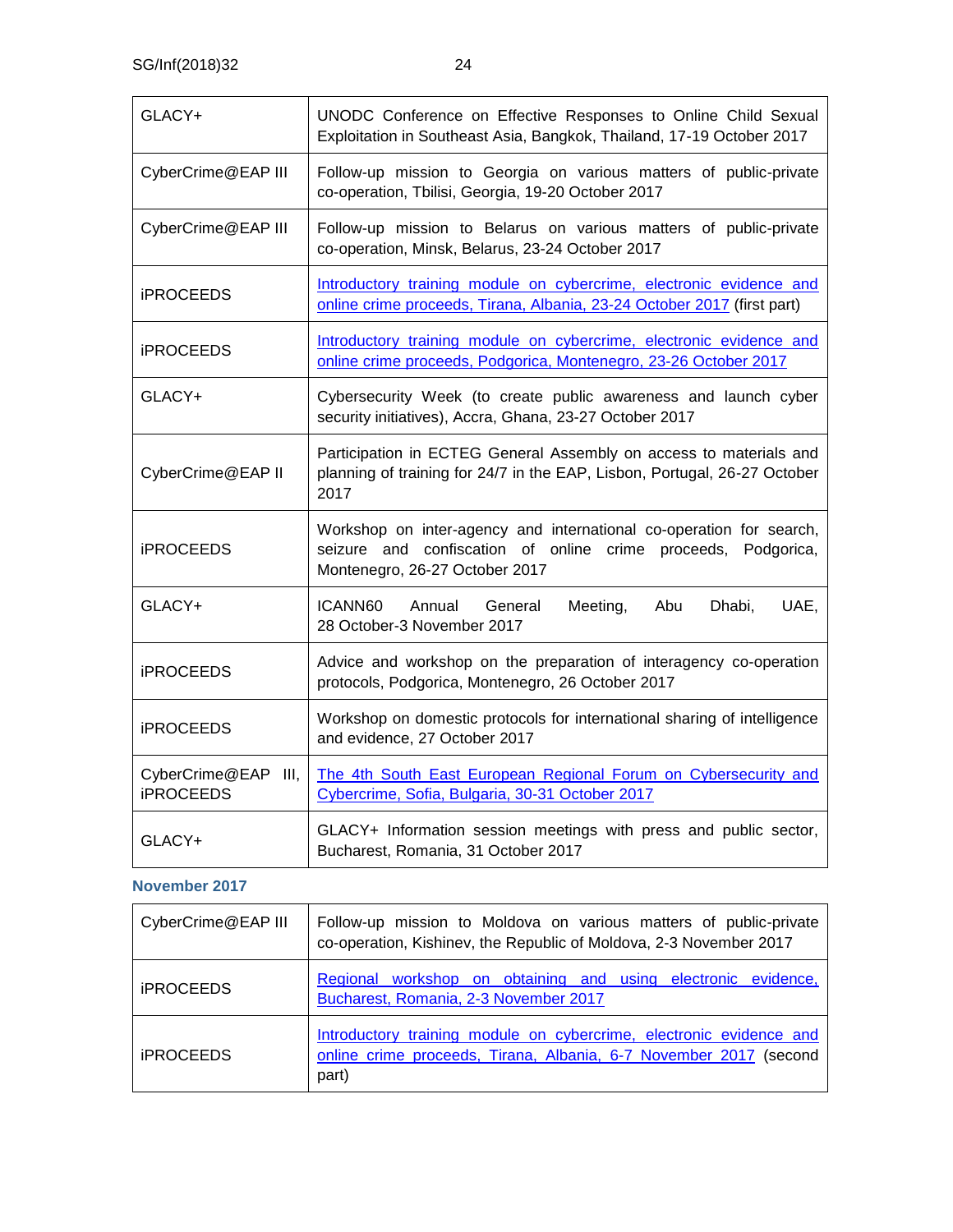| | |
|---|---|
| GLACY+ | UNODC Conference on Effective Responses to Online Child Sexual Exploitation in Southeast Asia, Bangkok, Thailand, 17-19 October 2017 |
| CyberCrime@EAP III | Follow-up mission to Georgia on various matters of public-private co-operation, Tbilisi, Georgia, 19-20 October 2017 |
| CyberCrime@EAP III | Follow-up mission to Belarus on various matters of public-private co-operation, Minsk, Belarus, 23-24 October 2017 |
| iPROCEEDS | Introductory training module on cybercrime, electronic evidence and online crime proceeds, Tirana, Albania, 23-24 October 2017 (first part) |
| iPROCEEDS | Introductory training module on cybercrime, electronic evidence and online crime proceeds, Podgorica, Montenegro, 23-26 October 2017 |
| GLACY+ | Cybersecurity Week (to create public awareness and launch cyber security initiatives), Accra, Ghana, 23-27 October 2017 |
| CyberCrime@EAP II | Participation in ECTEG General Assembly on access to materials and planning of training for 24/7 in the EAP, Lisbon, Portugal, 26-27 October 2017 |
| iPROCEEDS | Workshop on inter-agency and international co-operation for search, seizure and confiscation of online crime proceeds, Podgorica, Montenegro, 26-27 October 2017 |
| GLACY+ | ICANN60 Annual General Meeting, Abu Dhabi, UAE, 28 October-3 November 2017 |
| iPROCEEDS | Advice and workshop on the preparation of interagency co-operation protocols, Podgorica, Montenegro, 26 October 2017 |
| iPROCEEDS | Workshop on domestic protocols for international sharing of intelligence and evidence, 27 October 2017 |
| CyberCrime@EAP III, iPROCEEDS | The 4th South East European Regional Forum on Cybersecurity and Cybercrime, Sofia, Bulgaria, 30-31 October 2017 |
| GLACY+ | GLACY+ Information session meetings with press and public sector, Bucharest, Romania, 31 October 2017 |

### November 2017

| | |
|---|---|
| CyberCrime@EAP III | Follow-up mission to Moldova on various matters of public-private co-operation, Kishinev, the Republic of Moldova, 2-3 November 2017 |
| iPROCEEDS | Regional workshop on obtaining and using electronic evidence, Bucharest, Romania, 2-3 November 2017 |
| iPROCEEDS | Introductory training module on cybercrime, electronic evidence and online crime proceeds, Tirana, Albania, 6-7 November 2017 (second part) |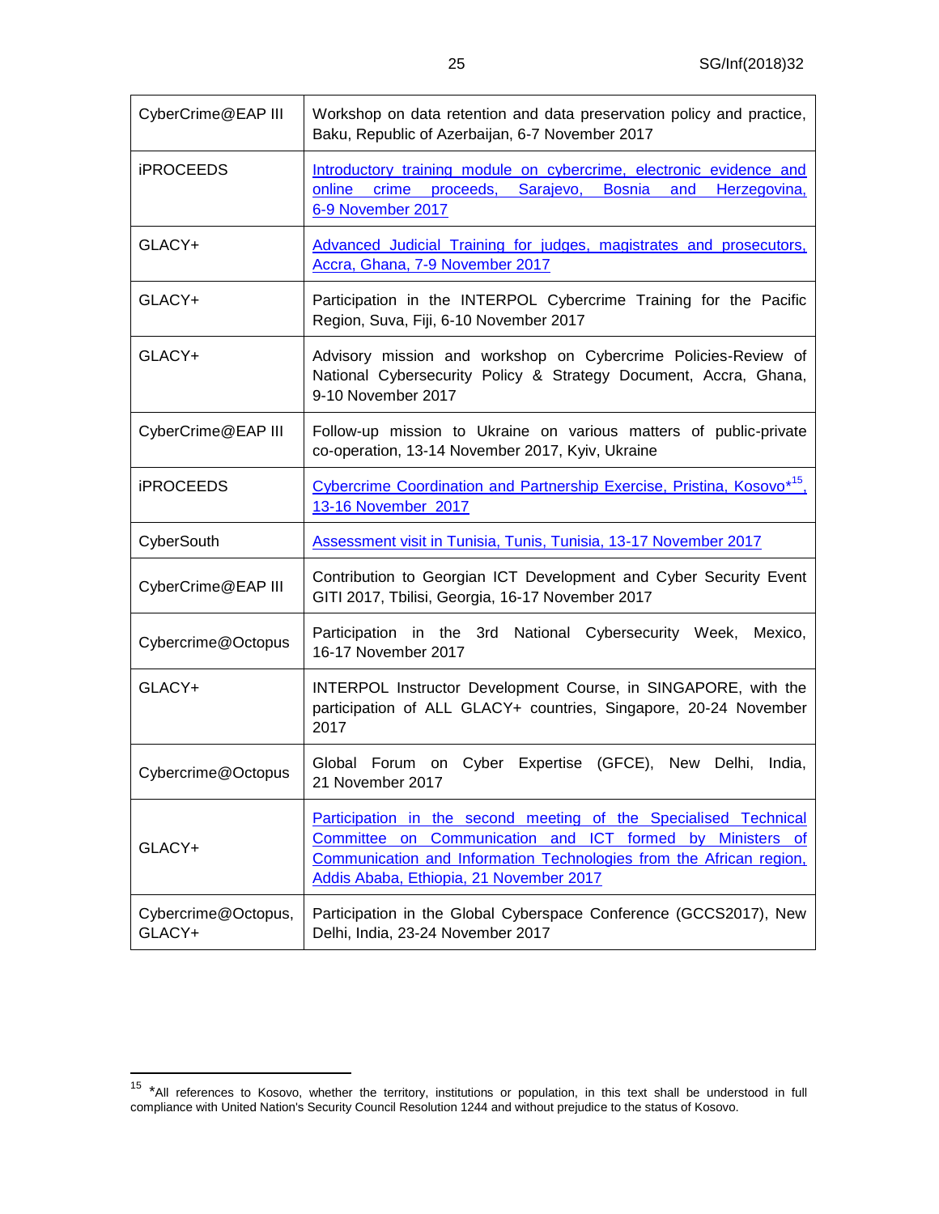| | |
|---|---|
| CyberCrime@EAP III | Workshop on data retention and data preservation policy and practice, Baku, Republic of Azerbaijan, 6-7 November 2017 |
| iPROCEEDS | Introductory training module on cybercrime, electronic evidence and online crime proceeds, Sarajevo, Bosnia and Herzegovina, 6-9 November 2017 |
| GLACY+ | Advanced Judicial Training for judges, magistrates and prosecutors, Accra, Ghana, 7-9 November 2017 |
| GLACY+ | Participation in the INTERPOL Cybercrime Training for the Pacific Region, Suva, Fiji, 6-10 November 2017 |
| GLACY+ | Advisory mission and workshop on Cybercrime Policies-Review of National Cybersecurity Policy & Strategy Document, Accra, Ghana, 9-10 November 2017 |
| CyberCrime@EAP III | Follow-up mission to Ukraine on various matters of public-private co-operation, 13-14 November 2017, Kyiv, Ukraine |
| iPROCEEDS | Cybercrime Coordination and Partnership Exercise, Pristina, Kosovo*[15], 13-16 November 2017 |
| CyberSouth | Assessment visit in Tunisia, Tunis, Tunisia, 13-17 November 2017 |
| CyberCrime@EAP III | Contribution to Georgian ICT Development and Cyber Security Event GITI 2017, Tbilisi, Georgia, 16-17 November 2017 |
| Cybercrime@Octopus | Participation in the 3rd National Cybersecurity Week, Mexico, 16-17 November 2017 |
| GLACY+ | INTERPOL Instructor Development Course, in SINGAPORE, with the participation of ALL GLACY+ countries, Singapore, 20-24 November 2017 |
| Cybercrime@Octopus | Global Forum on Cyber Expertise (GFCE), New Delhi, India, 21 November 2017 |
| GLACY+ | Participation in the second meeting of the Specialised Technical Committee on Communication and ICT formed by Ministers of Communication and Information Technologies from the African region, Addis Ababa, Ethiopia, 21 November 2017 |
| Cybercrime@Octopus, GLACY+ | Participation in the Global Cyberspace Conference (GCCS2017), New Delhi, India, 23-24 November 2017 |

[15] *All references to Kosovo, whether the territory, institutions or population, in this text shall be understood in full compliance with United Nation's Security Council Resolution 1244 and without prejudice to the status of Kosovo.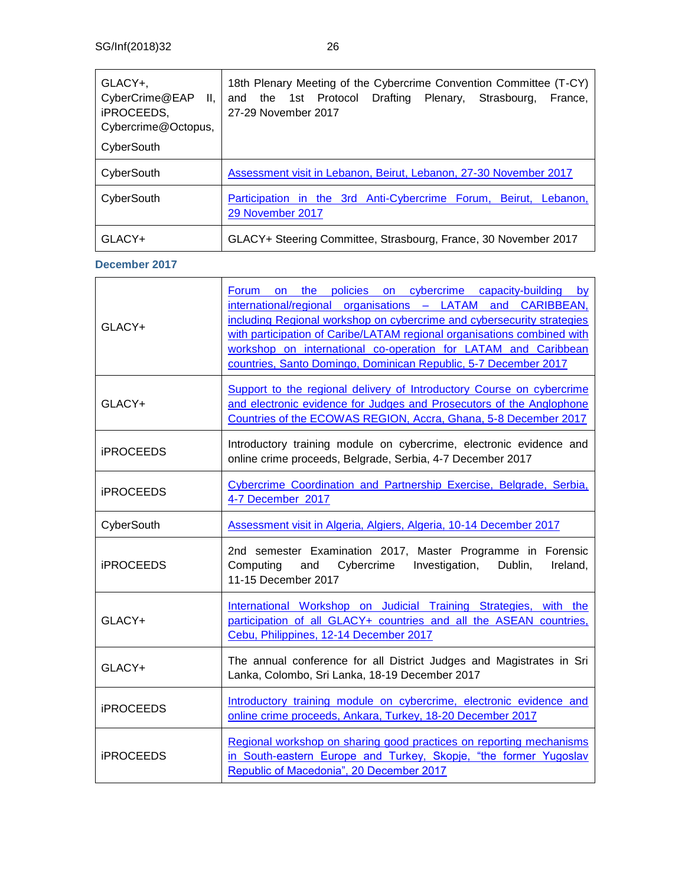| | |
|---|---|
| GLACY+, CyberCrime@EAP II, iPROCEEDS, Cybercrime@Octopus, CyberSouth | 18th Plenary Meeting of the Cybercrime Convention Committee (T-CY) and the 1st Protocol Drafting Plenary, Strasbourg, France, 27-29 November 2017 |
| CyberSouth | Assessment visit in Lebanon, Beirut, Lebanon, 27-30 November 2017 |
| CyberSouth | Participation in the 3rd Anti-Cybercrime Forum, Beirut, Lebanon, 29 November 2017 |
| GLACY+ | GLACY+ Steering Committee, Strasbourg, France, 30 November 2017 |

**December 2017**

| | |
|---|---|
| GLACY+ | Forum on the policies on cybercrime capacity-building by international/regional organisations – LATAM and CARIBBEAN, including Regional workshop on cybercrime and cybersecurity strategies with participation of Caribe/LATAM regional organisations combined with workshop on international co-operation for LATAM and Caribbean countries, Santo Domingo, Dominican Republic, 5-7 December 2017 |
| GLACY+ | Support to the regional delivery of Introductory Course on cybercrime and electronic evidence for Judges and Prosecutors of the Anglophone Countries of the ECOWAS REGION, Accra, Ghana, 5-8 December 2017 |
| iPROCEEDS | Introductory training module on cybercrime, electronic evidence and online crime proceeds, Belgrade, Serbia, 4-7 December 2017 |
| iPROCEEDS | Cybercrime Coordination and Partnership Exercise, Belgrade, Serbia, 4-7 December 2017 |
| CyberSouth | Assessment visit in Algeria, Algiers, Algeria, 10-14 December 2017 |
| iPROCEEDS | 2nd semester Examination 2017, Master Programme in Forensic Computing and Cybercrime Investigation, Dublin, Ireland, 11-15 December 2017 |
| GLACY+ | International Workshop on Judicial Training Strategies, with the participation of all GLACY+ countries and all the ASEAN countries, Cebu, Philippines, 12-14 December 2017 |
| GLACY+ | The annual conference for all District Judges and Magistrates in Sri Lanka, Colombo, Sri Lanka, 18-19 December 2017 |
| iPROCEEDS | Introductory training module on cybercrime, electronic evidence and online crime proceeds, Ankara, Turkey, 18-20 December 2017 |
| iPROCEEDS | Regional workshop on sharing good practices on reporting mechanisms in South-eastern Europe and Turkey, Skopje, "the former Yugoslav Republic of Macedonia", 20 December 2017 |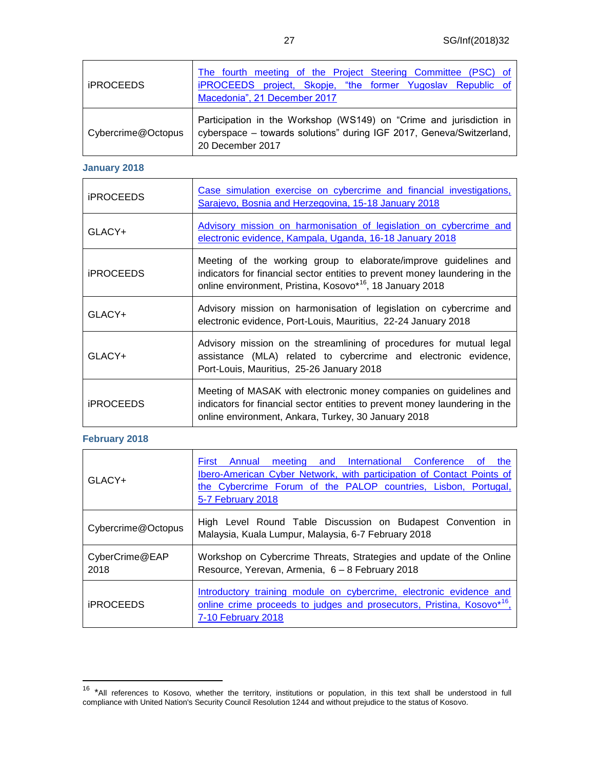| | |
|---|---|
| iPROCEEDS | The fourth meeting of the Project Steering Committee (PSC) of iPROCEEDS project, Skopje, "the former Yugoslav Republic of Macedonia", 21 December 2017 |
| Cybercrime@Octopus | Participation in the Workshop (WS149) on "Crime and jurisdiction in cyberspace – towards solutions" during IGF 2017, Geneva/Switzerland, 20 December 2017 |

### January 2018

| | |
|---|---|
| iPROCEEDS | Case simulation exercise on cybercrime and financial investigations, Sarajevo, Bosnia and Herzegovina, 15-18 January 2018 |
| GLACY+ | Advisory mission on harmonisation of legislation on cybercrime and electronic evidence, Kampala, Uganda, 16-18 January 2018 |
| iPROCEEDS | Meeting of the working group to elaborate/improve guidelines and indicators for financial sector entities to prevent money laundering in the online environment, Pristina, Kosovo*[16], 18 January 2018 |
| GLACY+ | Advisory mission on harmonisation of legislation on cybercrime and electronic evidence, Port-Louis, Mauritius, 22-24 January 2018 |
| GLACY+ | Advisory mission on the streamlining of procedures for mutual legal assistance (MLA) related to cybercrime and electronic evidence, Port-Louis, Mauritius, 25-26 January 2018 |
| iPROCEEDS | Meeting of MASAK with electronic money companies on guidelines and indicators for financial sector entities to prevent money laundering in the online environment, Ankara, Turkey, 30 January 2018 |

### February 2018

| | |
|---|---|
| GLACY+ | First Annual meeting and International Conference of the Ibero-American Cyber Network, with participation of Contact Points of the Cybercrime Forum of the PALOP countries, Lisbon, Portugal, 5-7 February 2018 |
| Cybercrime@Octopus | High Level Round Table Discussion on Budapest Convention in Malaysia, Kuala Lumpur, Malaysia, 6-7 February 2018 |
| CyberCrime@EAP 2018 | Workshop on Cybercrime Threats, Strategies and update of the Online Resource, Yerevan, Armenia, 6 – 8 February 2018 |
| iPROCEEDS | Introductory training module on cybercrime, electronic evidence and online crime proceeds to judges and prosecutors, Pristina, Kosovo*[16], 7-10 February 2018 |

[16] *All references to Kosovo, whether the territory, institutions or population, in this text shall be understood in full compliance with United Nation's Security Council Resolution 1244 and without prejudice to the status of Kosovo.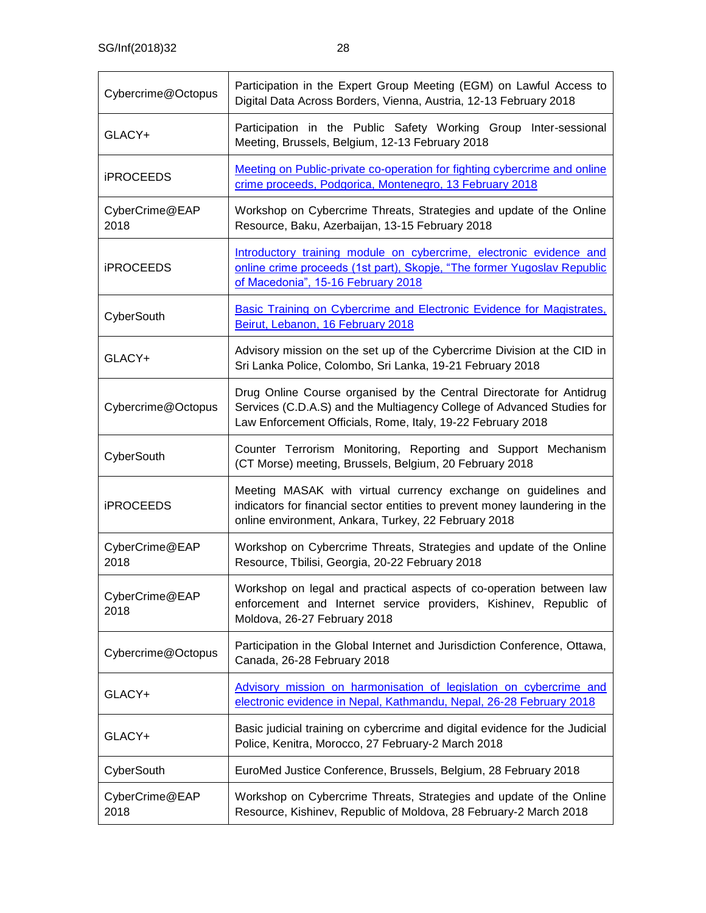| | |
|---|---|
| Cybercrime@Octopus | Participation in the Expert Group Meeting (EGM) on Lawful Access to Digital Data Across Borders, Vienna, Austria, 12-13 February 2018 |
| GLACY+ | Participation in the Public Safety Working Group Inter-sessional Meeting, Brussels, Belgium, 12-13 February 2018 |
| iPROCEEDS | Meeting on Public-private co-operation for fighting cybercrime and online crime proceeds, Podgorica, Montenegro, 13 February 2018 |
| CyberCrime@EAP 2018 | Workshop on Cybercrime Threats, Strategies and update of the Online Resource, Baku, Azerbaijan, 13-15 February 2018 |
| iPROCEEDS | Introductory training module on cybercrime, electronic evidence and online crime proceeds (1st part), Skopje, "The former Yugoslav Republic of Macedonia", 15-16 February 2018 |
| CyberSouth | Basic Training on Cybercrime and Electronic Evidence for Magistrates, Beirut, Lebanon, 16 February 2018 |
| GLACY+ | Advisory mission on the set up of the Cybercrime Division at the CID in Sri Lanka Police, Colombo, Sri Lanka, 19-21 February 2018 |
| Cybercrime@Octopus | Drug Online Course organised by the Central Directorate for Antidrug Services (C.D.A.S) and the Multiagency College of Advanced Studies for Law Enforcement Officials, Rome, Italy, 19-22 February 2018 |
| CyberSouth | Counter Terrorism Monitoring, Reporting and Support Mechanism (CT Morse) meeting, Brussels, Belgium, 20 February 2018 |
| iPROCEEDS | Meeting MASAK with virtual currency exchange on guidelines and indicators for financial sector entities to prevent money laundering in the online environment, Ankara, Turkey, 22 February 2018 |
| CyberCrime@EAP 2018 | Workshop on Cybercrime Threats, Strategies and update of the Online Resource, Tbilisi, Georgia, 20-22 February 2018 |
| CyberCrime@EAP 2018 | Workshop on legal and practical aspects of co-operation between law enforcement and Internet service providers, Kishinev, Republic of Moldova, 26-27 February 2018 |
| Cybercrime@Octopus | Participation in the Global Internet and Jurisdiction Conference, Ottawa, Canada, 26-28 February 2018 |
| GLACY+ | Advisory mission on harmonisation of legislation on cybercrime and electronic evidence in Nepal, Kathmandu, Nepal, 26-28 February 2018 |
| GLACY+ | Basic judicial training on cybercrime and digital evidence for the Judicial Police, Kenitra, Morocco, 27 February-2 March 2018 |
| CyberSouth | EuroMed Justice Conference, Brussels, Belgium, 28 February 2018 |
| CyberCrime@EAP 2018 | Workshop on Cybercrime Threats, Strategies and update of the Online Resource, Kishinev, Republic of Moldova, 28 February-2 March 2018 |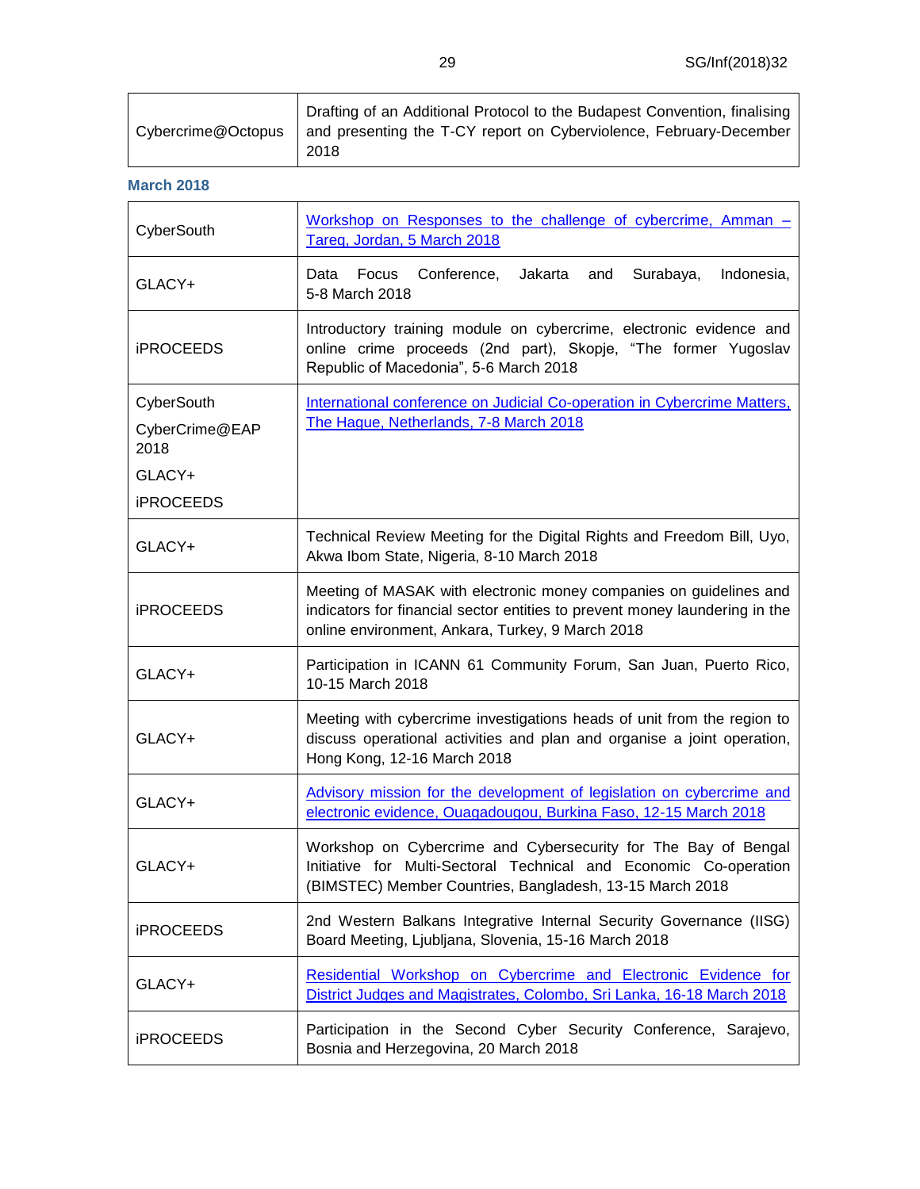| | |
|---|---|
| Cybercrime@Octopus | Drafting of an Additional Protocol to the Budapest Convention, finalising and presenting the T-CY report on Cyberviolence, February-December 2018 |

**March 2018**

| | |
|---|---|
| CyberSouth | Workshop on Responses to the challenge of cybercrime, Amman – Tareq, Jordan, 5 March 2018 |
| GLACY+ | Data Focus Conference, Jakarta and Surabaya, Indonesia, 5-8 March 2018 |
| iPROCEEDS | Introductory training module on cybercrime, electronic evidence and online crime proceeds (2nd part), Skopje, "The former Yugoslav Republic of Macedonia", 5-6 March 2018 |
| CyberSouth<br>CyberCrime@EAP 2018<br>GLACY+<br>iPROCEEDS | International conference on Judicial Co-operation in Cybercrime Matters, The Hague, Netherlands, 7-8 March 2018 |
| GLACY+ | Technical Review Meeting for the Digital Rights and Freedom Bill, Uyo, Akwa Ibom State, Nigeria, 8-10 March 2018 |
| iPROCEEDS | Meeting of MASAK with electronic money companies on guidelines and indicators for financial sector entities to prevent money laundering in the online environment, Ankara, Turkey, 9 March 2018 |
| GLACY+ | Participation in ICANN 61 Community Forum, San Juan, Puerto Rico, 10-15 March 2018 |
| GLACY+ | Meeting with cybercrime investigations heads of unit from the region to discuss operational activities and plan and organise a joint operation, Hong Kong, 12-16 March 2018 |
| GLACY+ | Advisory mission for the development of legislation on cybercrime and electronic evidence, Ouagadougou, Burkina Faso, 12-15 March 2018 |
| GLACY+ | Workshop on Cybercrime and Cybersecurity for The Bay of Bengal Initiative for Multi-Sectoral Technical and Economic Co-operation (BIMSTEC) Member Countries, Bangladesh, 13-15 March 2018 |
| iPROCEEDS | 2nd Western Balkans Integrative Internal Security Governance (IISG) Board Meeting, Ljubljana, Slovenia, 15-16 March 2018 |
| GLACY+ | Residential Workshop on Cybercrime and Electronic Evidence for District Judges and Magistrates, Colombo, Sri Lanka, 16-18 March 2018 |
| iPROCEEDS | Participation in the Second Cyber Security Conference, Sarajevo, Bosnia and Herzegovina, 20 March 2018 |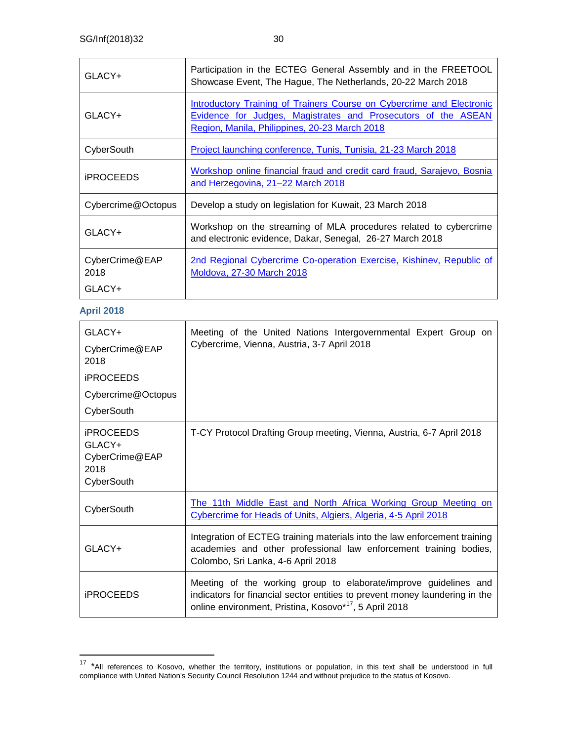| | |
|---|---|
| GLACY+ | Participation in the ECTEG General Assembly and in the FREETOOL Showcase Event, The Hague, The Netherlands, 20-22 March 2018 |
| GLACY+ | Introductory Training of Trainers Course on Cybercrime and Electronic Evidence for Judges, Magistrates and Prosecutors of the ASEAN Region, Manila, Philippines, 20-23 March 2018 |
| CyberSouth | Project launching conference, Tunis, Tunisia, 21-23 March 2018 |
| iPROCEEDS | Workshop online financial fraud and credit card fraud, Sarajevo, Bosnia and Herzegovina, 21–22 March 2018 |
| Cybercrime@Octopus | Develop a study on legislation for Kuwait, 23 March 2018 |
| GLACY+ | Workshop on the streaming of MLA procedures related to cybercrime and electronic evidence, Dakar, Senegal, 26-27 March 2018 |
| CyberCrime@EAP 2018<br>GLACY+ | 2nd Regional Cybercrime Co-operation Exercise, Kishinev, Republic of Moldova, 27-30 March 2018 |

### April 2018

| | |
|---|---|
| GLACY+<br>CyberCrime@EAP 2018<br>iPROCEEDS<br>Cybercrime@Octopus<br>CyberSouth | Meeting of the United Nations Intergovernmental Expert Group on Cybercrime, Vienna, Austria, 3-7 April 2018 |
| iPROCEEDS<br>GLACY+<br>CyberCrime@EAP 2018<br>CyberSouth | T-CY Protocol Drafting Group meeting, Vienna, Austria, 6-7 April 2018 |
| CyberSouth | The 11th Middle East and North Africa Working Group Meeting on Cybercrime for Heads of Units, Algiers, Algeria, 4-5 April 2018 |
| GLACY+ | Integration of ECTEG training materials into the law enforcement training academies and other professional law enforcement training bodies, Colombo, Sri Lanka, 4-6 April 2018 |
| iPROCEEDS | Meeting of the working group to elaborate/improve guidelines and indicators for financial sector entities to prevent money laundering in the online environment, Pristina, Kosovo*[17], 5 April 2018 |

[17] *All references to Kosovo, whether the territory, institutions or population, in this text shall be understood in full compliance with United Nation's Security Council Resolution 1244 and without prejudice to the status of Kosovo.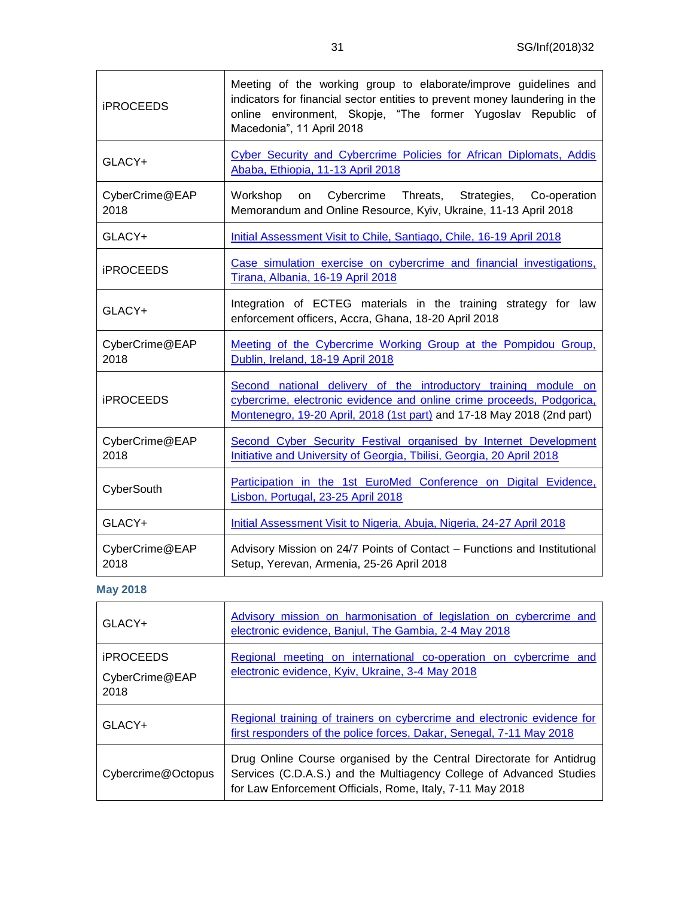| | |
|---|---|
| iPROCEEDS | Meeting of the working group to elaborate/improve guidelines and indicators for financial sector entities to prevent money laundering in the online environment, Skopje, “The former Yugoslav Republic of Macedonia”, 11 April 2018 |
| GLACY+ | Cyber Security and Cybercrime Policies for African Diplomats, Addis Ababa, Ethiopia, 11-13 April 2018 |
| CyberCrime@EAP 2018 | Workshop on Cybercrime Threats, Strategies, Co-operation Memorandum and Online Resource, Kyiv, Ukraine, 11-13 April 2018 |
| GLACY+ | Initial Assessment Visit to Chile, Santiago, Chile, 16-19 April 2018 |
| iPROCEEDS | Case simulation exercise on cybercrime and financial investigations, Tirana, Albania, 16-19 April 2018 |
| GLACY+ | Integration of ECTEG materials in the training strategy for law enforcement officers, Accra, Ghana, 18-20 April 2018 |
| CyberCrime@EAP 2018 | Meeting of the Cybercrime Working Group at the Pompidou Group, Dublin, Ireland, 18-19 April 2018 |
| iPROCEEDS | Second national delivery of the introductory training module on cybercrime, electronic evidence and online crime proceeds, Podgorica, Montenegro, 19-20 April, 2018 (1st part) and 17-18 May 2018 (2nd part) |
| CyberCrime@EAP 2018 | Second Cyber Security Festival organised by Internet Development Initiative and University of Georgia, Tbilisi, Georgia, 20 April 2018 |
| CyberSouth | Participation in the 1st EuroMed Conference on Digital Evidence, Lisbon, Portugal, 23-25 April 2018 |
| GLACY+ | Initial Assessment Visit to Nigeria, Abuja, Nigeria, 24-27 April 2018 |
| CyberCrime@EAP 2018 | Advisory Mission on 24/7 Points of Contact – Functions and Institutional Setup, Yerevan, Armenia, 25-26 April 2018 |

**May 2018**

| | |
|---|---|
| GLACY+ | Advisory mission on harmonisation of legislation on cybercrime and electronic evidence, Banjul, The Gambia, 2-4 May 2018 |
| iPROCEEDS<br>CyberCrime@EAP 2018 | Regional meeting on international co-operation on cybercrime and electronic evidence, Kyiv, Ukraine, 3-4 May 2018 |
| GLACY+ | Regional training of trainers on cybercrime and electronic evidence for first responders of the police forces, Dakar, Senegal, 7-11 May 2018 |
| Cybercrime@Octopus | Drug Online Course organised by the Central Directorate for Antidrug Services (C.D.A.S.) and the Multiagency College of Advanced Studies for Law Enforcement Officials, Rome, Italy, 7-11 May 2018 |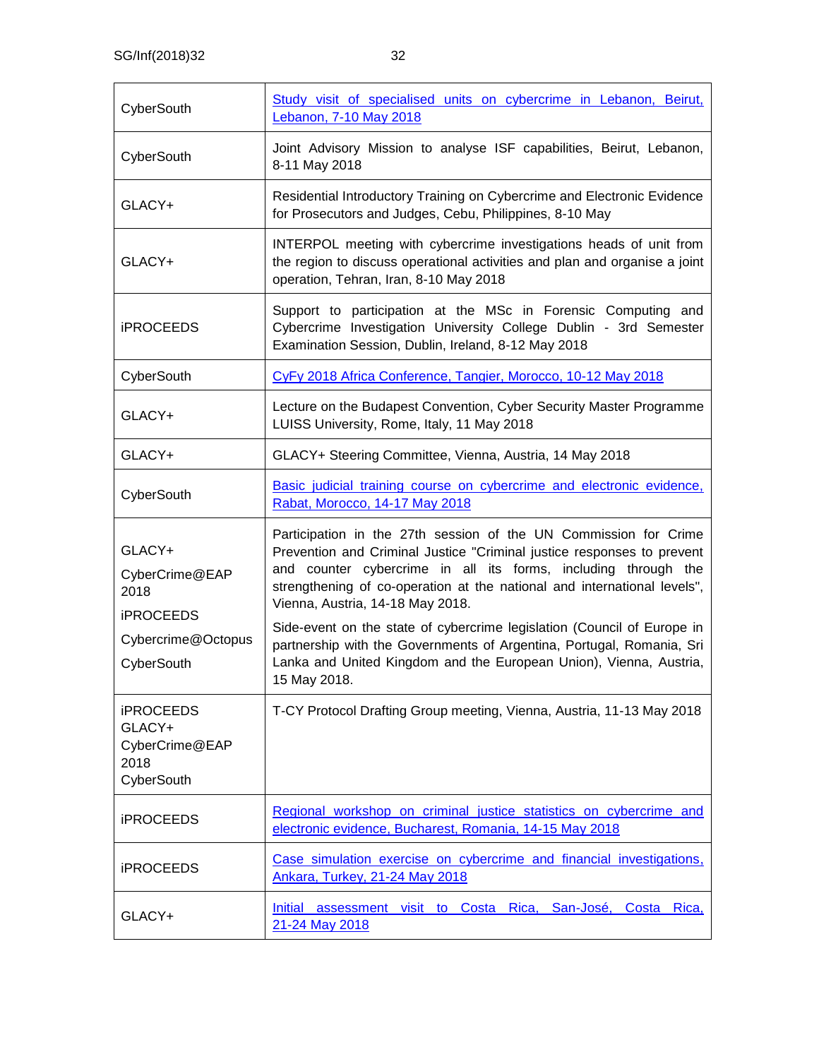| | |
|---|---|
| CyberSouth | Study visit of specialised units on cybercrime in Lebanon, Beirut, Lebanon, 7-10 May 2018 |
| CyberSouth | Joint Advisory Mission to analyse ISF capabilities, Beirut, Lebanon, 8-11 May 2018 |
| GLACY+ | Residential Introductory Training on Cybercrime and Electronic Evidence for Prosecutors and Judges, Cebu, Philippines, 8-10 May |
| GLACY+ | INTERPOL meeting with cybercrime investigations heads of unit from the region to discuss operational activities and plan and organise a joint operation, Tehran, Iran, 8-10 May 2018 |
| iPROCEEDS | Support to participation at the MSc in Forensic Computing and Cybercrime Investigation University College Dublin - 3rd Semester Examination Session, Dublin, Ireland, 8-12 May 2018 |
| CyberSouth | CyFy 2018 Africa Conference, Tangier, Morocco, 10-12 May 2018 |
| GLACY+ | Lecture on the Budapest Convention, Cyber Security Master Programme LUISS University, Rome, Italy, 11 May 2018 |
| GLACY+ | GLACY+ Steering Committee, Vienna, Austria, 14 May 2018 |
| CyberSouth | Basic judicial training course on cybercrime and electronic evidence, Rabat, Morocco, 14-17 May 2018 |
| GLACY+<br>CyberCrime@EAP 2018<br>iPROCEEDS<br>Cybercrime@Octopus<br>CyberSouth | Participation in the 27th session of the UN Commission for Crime Prevention and Criminal Justice "Criminal justice responses to prevent and counter cybercrime in all its forms, including through the strengthening of co-operation at the national and international levels", Vienna, Austria, 14-18 May 2018.<br>Side-event on the state of cybercrime legislation (Council of Europe in partnership with the Governments of Argentina, Portugal, Romania, Sri Lanka and United Kingdom and the European Union), Vienna, Austria, 15 May 2018. |
| iPROCEEDS<br>GLACY+<br>CyberCrime@EAP 2018<br>CyberSouth | T-CY Protocol Drafting Group meeting, Vienna, Austria, 11-13 May 2018 |
| iPROCEEDS | Regional workshop on criminal justice statistics on cybercrime and electronic evidence, Bucharest, Romania, 14-15 May 2018 |
| iPROCEEDS | Case simulation exercise on cybercrime and financial investigations, Ankara, Turkey, 21-24 May 2018 |
| GLACY+ | Initial assessment visit to Costa Rica, San-José, Costa Rica, 21-24 May 2018 |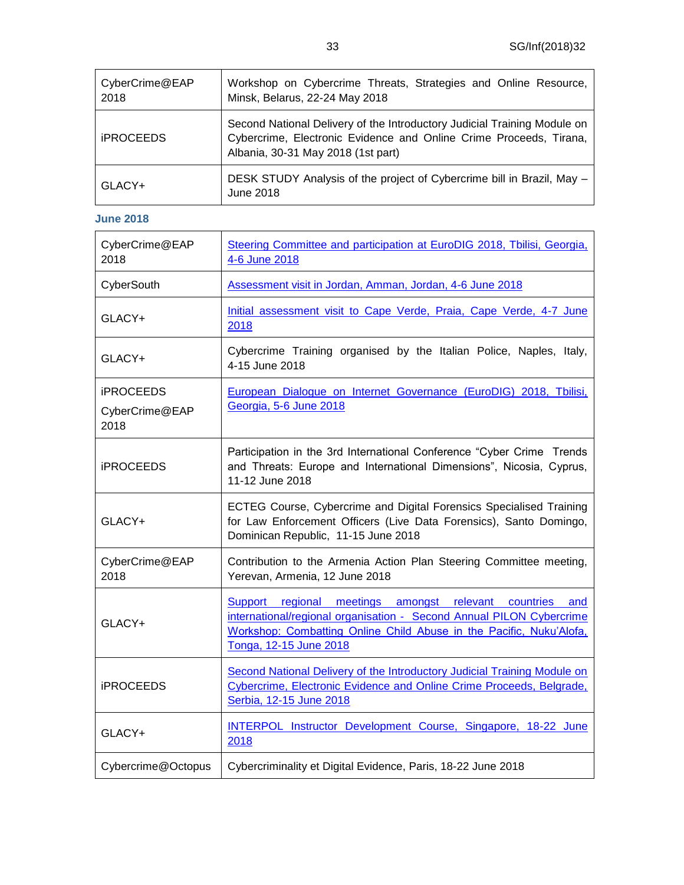| | |
|---|---|
| CyberCrime@EAP 2018 | Workshop on Cybercrime Threats, Strategies and Online Resource, Minsk, Belarus, 22-24 May 2018 |
| iPROCEEDS | Second National Delivery of the Introductory Judicial Training Module on Cybercrime, Electronic Evidence and Online Crime Proceeds, Tirana, Albania, 30-31 May 2018 (1st part) |
| GLACY+ | DESK STUDY Analysis of the project of Cybercrime bill in Brazil, May – June 2018 |

### June 2018

| | |
|---|---|
| CyberCrime@EAP 2018 | Steering Committee and participation at EuroDIG 2018, Tbilisi, Georgia, 4-6 June 2018 |
| CyberSouth | Assessment visit in Jordan, Amman, Jordan, 4-6 June 2018 |
| GLACY+ | Initial assessment visit to Cape Verde, Praia, Cape Verde, 4-7 June 2018 |
| GLACY+ | Cybercrime Training organised by the Italian Police, Naples, Italy, 4-15 June 2018 |
| iPROCEEDS<br>CyberCrime@EAP 2018 | European Dialogue on Internet Governance (EuroDIG) 2018, Tbilisi, Georgia, 5-6 June 2018 |
| iPROCEEDS | Participation in the 3rd International Conference "Cyber Crime Trends and Threats: Europe and International Dimensions", Nicosia, Cyprus, 11-12 June 2018 |
| GLACY+ | ECTEG Course, Cybercrime and Digital Forensics Specialised Training for Law Enforcement Officers (Live Data Forensics), Santo Domingo, Dominican Republic, 11-15 June 2018 |
| CyberCrime@EAP 2018 | Contribution to the Armenia Action Plan Steering Committee meeting, Yerevan, Armenia, 12 June 2018 |
| GLACY+ | Support regional meetings amongst relevant countries and international/regional organisation - Second Annual PILON Cybercrime Workshop: Combatting Online Child Abuse in the Pacific, Nuku'Alofa, Tonga, 12-15 June 2018 |
| iPROCEEDS | Second National Delivery of the Introductory Judicial Training Module on Cybercrime, Electronic Evidence and Online Crime Proceeds, Belgrade, Serbia, 12-15 June 2018 |
| GLACY+ | INTERPOL Instructor Development Course, Singapore, 18-22 June 2018 |
| Cybercrime@Octopus | Cybercriminality et Digital Evidence, Paris, 18-22 June 2018 |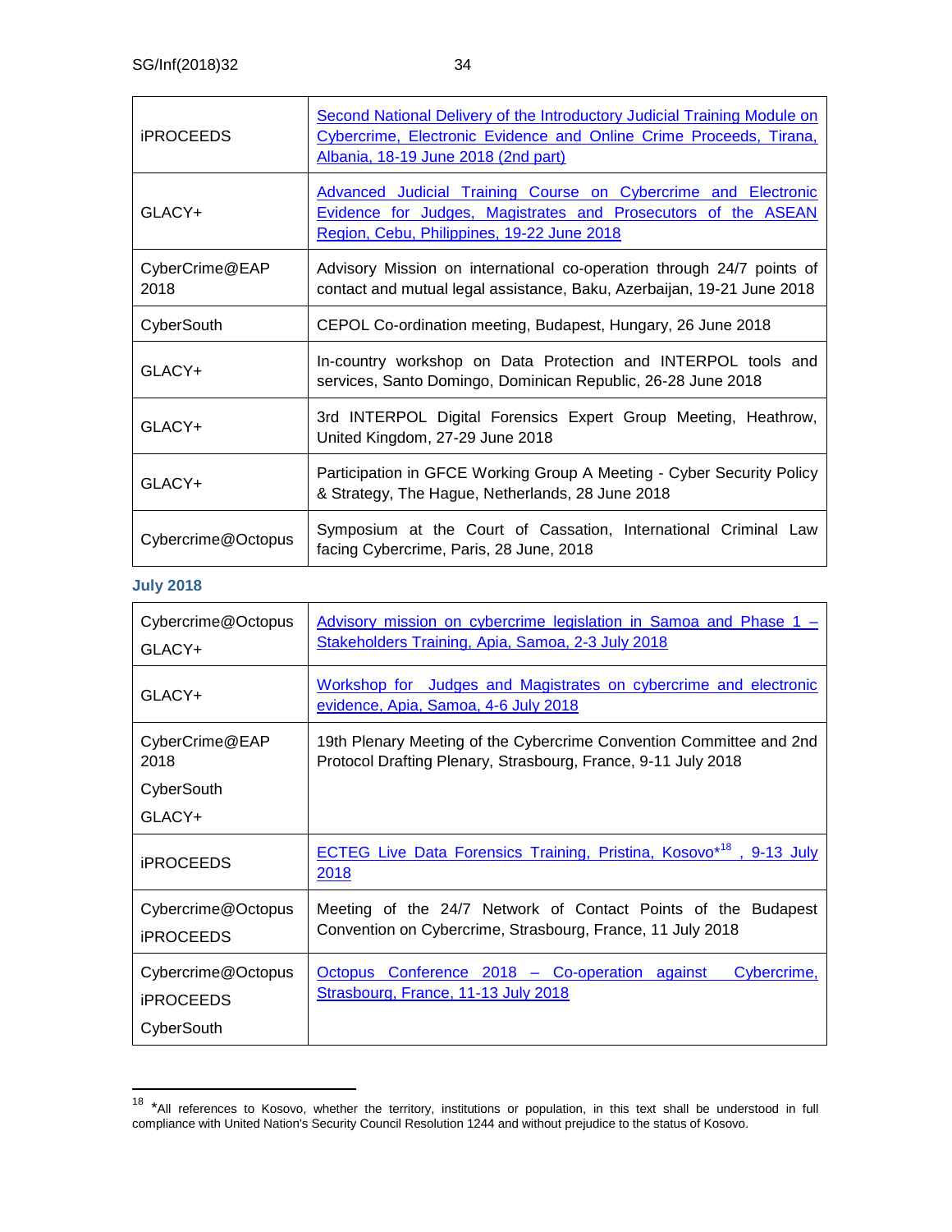| | |
|---|---|
| iPROCEEDS | Second National Delivery of the Introductory Judicial Training Module on Cybercrime, Electronic Evidence and Online Crime Proceeds, Tirana, Albania, 18-19 June 2018 (2nd part) |
| GLACY+ | Advanced Judicial Training Course on Cybercrime and Electronic Evidence for Judges, Magistrates and Prosecutors of the ASEAN Region, Cebu, Philippines, 19-22 June 2018 |
| CyberCrime@EAP 2018 | Advisory Mission on international co-operation through 24/7 points of contact and mutual legal assistance, Baku, Azerbaijan, 19-21 June 2018 |
| CyberSouth | CEPOL Co-ordination meeting, Budapest, Hungary, 26 June 2018 |
| GLACY+ | In-country workshop on Data Protection and INTERPOL tools and services, Santo Domingo, Dominican Republic, 26-28 June 2018 |
| GLACY+ | 3rd INTERPOL Digital Forensics Expert Group Meeting, Heathrow, United Kingdom, 27-29 June 2018 |
| GLACY+ | Participation in GFCE Working Group A Meeting - Cyber Security Policy & Strategy, The Hague, Netherlands, 28 June 2018 |
| Cybercrime@Octopus | Symposium at the Court of Cassation, International Criminal Law facing Cybercrime, Paris, 28 June, 2018 |

**July 2018**

| | |
|---|---|
| Cybercrime@Octopus<br>GLACY+ | Advisory mission on cybercrime legislation in Samoa and Phase 1 – Stakeholders Training, Apia, Samoa, 2-3 July 2018 |
| GLACY+ | Workshop for Judges and Magistrates on cybercrime and electronic evidence, Apia, Samoa, 4-6 July 2018 |
| CyberCrime@EAP 2018<br>CyberSouth<br>GLACY+ | 19th Plenary Meeting of the Cybercrime Convention Committee and 2nd Protocol Drafting Plenary, Strasbourg, France, 9-11 July 2018 |
| iPROCEEDS | ECTEG Live Data Forensics Training, Pristina, Kosovo*[18] , 9-13 July 2018 |
| Cybercrime@Octopus<br>iPROCEEDS | Meeting of the 24/7 Network of Contact Points of the Budapest Convention on Cybercrime, Strasbourg, France, 11 July 2018 |
| Cybercrime@Octopus<br>iPROCEEDS<br>CyberSouth | Octopus Conference 2018 – Co-operation against Cybercrime, Strasbourg, France, 11-13 July 2018 |

[18] *All references to Kosovo, whether the territory, institutions or population, in this text shall be understood in full compliance with United Nation's Security Council Resolution 1244 and without prejudice to the status of Kosovo.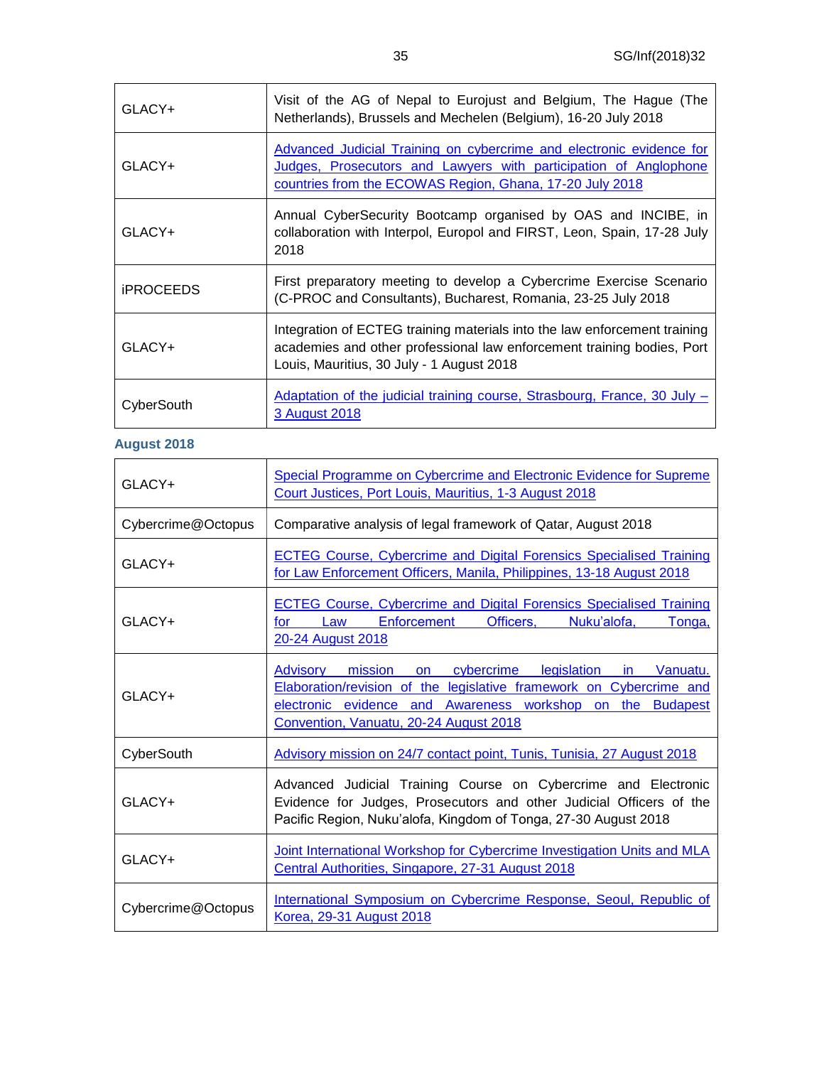| | |
|---|---|
| GLACY+ | Visit of the AG of Nepal to Eurojust and Belgium, The Hague (The Netherlands), Brussels and Mechelen (Belgium), 16-20 July 2018 |
| GLACY+ | Advanced Judicial Training on cybercrime and electronic evidence for Judges, Prosecutors and Lawyers with participation of Anglophone countries from the ECOWAS Region, Ghana, 17-20 July 2018 |
| GLACY+ | Annual CyberSecurity Bootcamp organised by OAS and INCIBE, in collaboration with Interpol, Europol and FIRST, Leon, Spain, 17-28 July 2018 |
| iPROCEEDS | First preparatory meeting to develop a Cybercrime Exercise Scenario (C-PROC and Consultants), Bucharest, Romania, 23-25 July 2018 |
| GLACY+ | Integration of ECTEG training materials into the law enforcement training academies and other professional law enforcement training bodies, Port Louis, Mauritius, 30 July - 1 August 2018 |
| CyberSouth | Adaptation of the judicial training course, Strasbourg, France, 30 July – 3 August 2018 |

## August 2018

| | |
|---|---|
| GLACY+ | Special Programme on Cybercrime and Electronic Evidence for Supreme Court Justices, Port Louis, Mauritius, 1-3 August 2018 |
| Cybercrime@Octopus | Comparative analysis of legal framework of Qatar, August 2018 |
| GLACY+ | ECTEG Course, Cybercrime and Digital Forensics Specialised Training for Law Enforcement Officers, Manila, Philippines, 13-18 August 2018 |
| GLACY+ | ECTEG Course, Cybercrime and Digital Forensics Specialised Training for Law Enforcement Officers, Nuku'alofa, Tonga, 20-24 August 2018 |
| GLACY+ | Advisory mission on cybercrime legislation in Vanuatu. Elaboration/revision of the legislative framework on Cybercrime and electronic evidence and Awareness workshop on the Budapest Convention, Vanuatu, 20-24 August 2018 |
| CyberSouth | Advisory mission on 24/7 contact point, Tunis, Tunisia, 27 August 2018 |
| GLACY+ | Advanced Judicial Training Course on Cybercrime and Electronic Evidence for Judges, Prosecutors and other Judicial Officers of the Pacific Region, Nuku'alofa, Kingdom of Tonga, 27-30 August 2018 |
| GLACY+ | Joint International Workshop for Cybercrime Investigation Units and MLA Central Authorities, Singapore, 27-31 August 2018 |
| Cybercrime@Octopus | International Symposium on Cybercrime Response, Seoul, Republic of Korea, 29-31 August 2018 |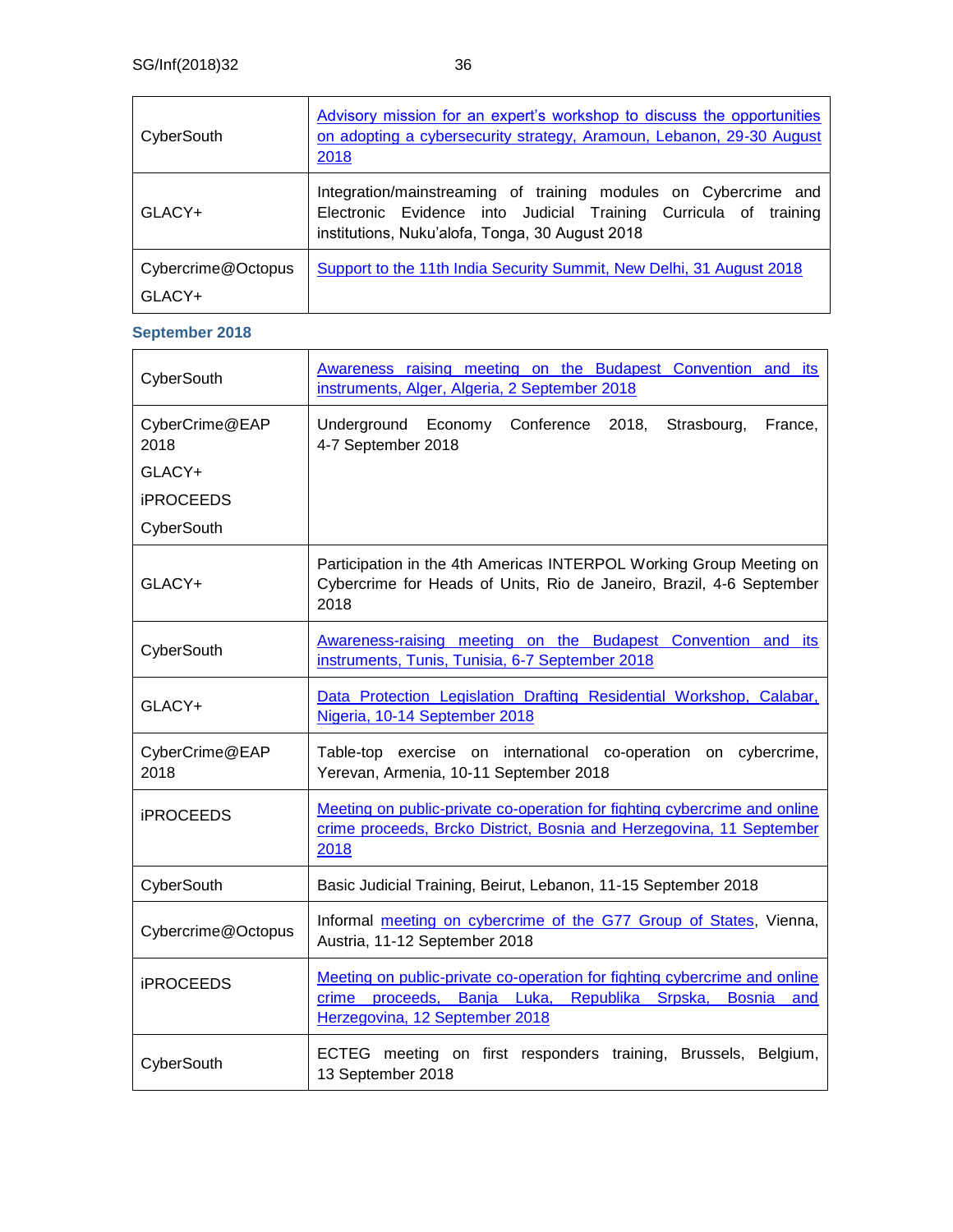| | |
|---|---|
| CyberSouth | Advisory mission for an expert's workshop to discuss the opportunities on adopting a cybersecurity strategy, Aramoun, Lebanon, 29-30 August 2018 |
| GLACY+ | Integration/mainstreaming of training modules on Cybercrime and Electronic Evidence into Judicial Training Curricula of training institutions, Nuku'alofa, Tonga, 30 August 2018 |
| Cybercrime@Octopus<br>GLACY+ | Support to the 11th India Security Summit, New Delhi, 31 August 2018 |

### September 2018

| | |
|---|---|
| CyberSouth | Awareness raising meeting on the Budapest Convention and its instruments, Alger, Algeria, 2 September 2018 |
| CyberCrime@EAP 2018<br>GLACY+<br>iPROCEEDS<br>CyberSouth | Underground Economy Conference 2018, Strasbourg, France, 4-7 September 2018 |
| GLACY+ | Participation in the 4th Americas INTERPOL Working Group Meeting on Cybercrime for Heads of Units, Rio de Janeiro, Brazil, 4-6 September 2018 |
| CyberSouth | Awareness-raising meeting on the Budapest Convention and its instruments, Tunis, Tunisia, 6-7 September 2018 |
| GLACY+ | Data Protection Legislation Drafting Residential Workshop, Calabar, Nigeria, 10-14 September 2018 |
| CyberCrime@EAP 2018 | Table-top exercise on international co-operation on cybercrime, Yerevan, Armenia, 10-11 September 2018 |
| iPROCEEDS | Meeting on public-private co-operation for fighting cybercrime and online crime proceeds, Brcko District, Bosnia and Herzegovina, 11 September 2018 |
| CyberSouth | Basic Judicial Training, Beirut, Lebanon, 11-15 September 2018 |
| Cybercrime@Octopus | Informal meeting on cybercrime of the G77 Group of States, Vienna, Austria, 11-12 September 2018 |
| iPROCEEDS | Meeting on public-private co-operation for fighting cybercrime and online crime proceeds, Banja Luka, Republika Srpska, Bosnia and Herzegovina, 12 September 2018 |
| CyberSouth | ECTEG meeting on first responders training, Brussels, Belgium, 13 September 2018 |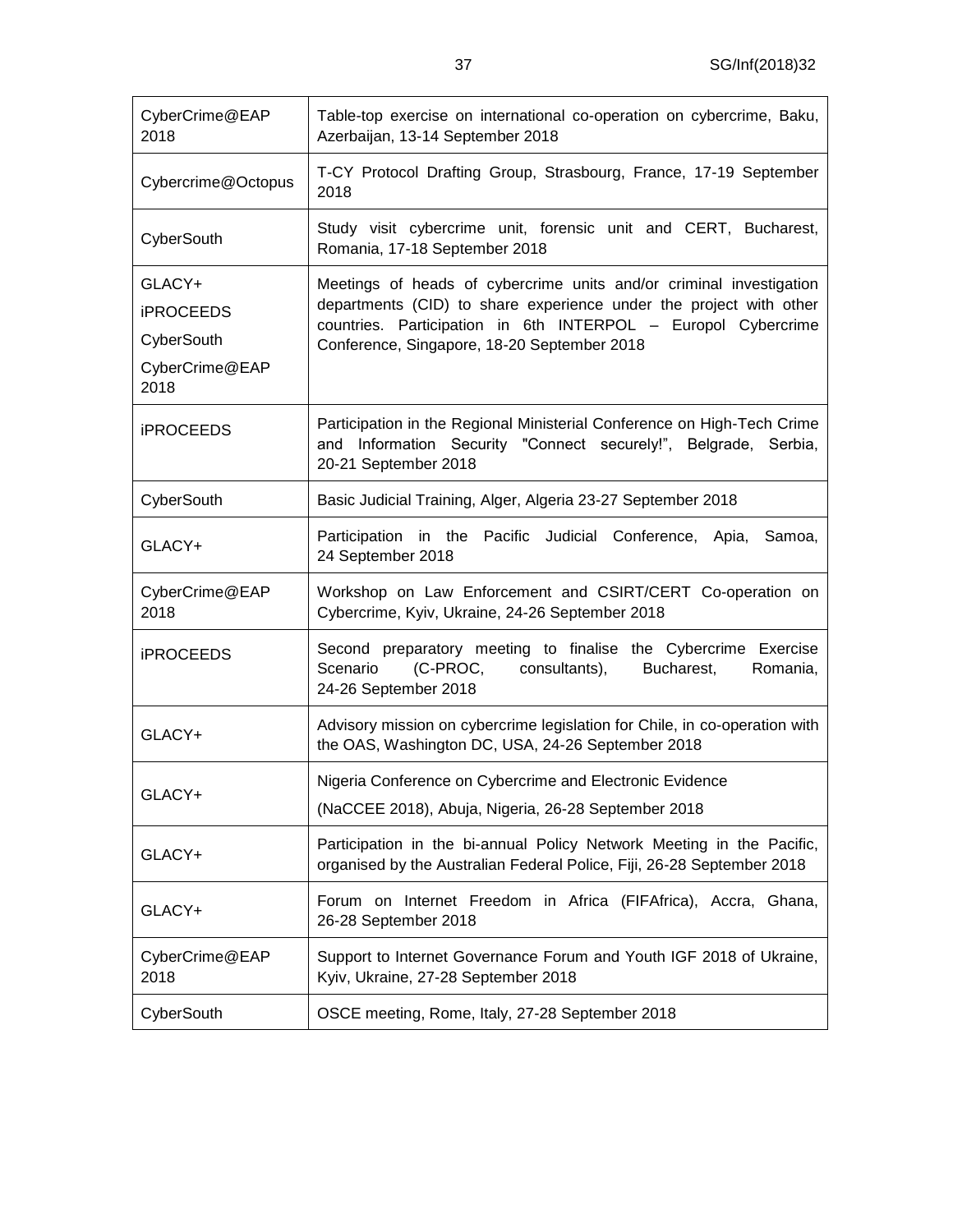| | |
|---|---|
| CyberCrime@EAP 2018 | Table-top exercise on international co-operation on cybercrime, Baku, Azerbaijan, 13-14 September 2018 |
| Cybercrime@Octopus | T-CY Protocol Drafting Group, Strasbourg, France, 17-19 September 2018 |
| CyberSouth | Study visit cybercrime unit, forensic unit and CERT, Bucharest, Romania, 17-18 September 2018 |
| GLACY+<br>iPROCEEDS<br>CyberSouth<br>CyberCrime@EAP 2018 | Meetings of heads of cybercrime units and/or criminal investigation departments (CID) to share experience under the project with other countries. Participation in 6th INTERPOL – Europol Cybercrime Conference, Singapore, 18-20 September 2018 |
| iPROCEEDS | Participation in the Regional Ministerial Conference on High-Tech Crime and Information Security "Connect securely!", Belgrade, Serbia, 20-21 September 2018 |
| CyberSouth | Basic Judicial Training, Alger, Algeria 23-27 September 2018 |
| GLACY+ | Participation in the Pacific Judicial Conference, Apia, Samoa, 24 September 2018 |
| CyberCrime@EAP 2018 | Workshop on Law Enforcement and CSIRT/CERT Co-operation on Cybercrime, Kyiv, Ukraine, 24-26 September 2018 |
| iPROCEEDS | Second preparatory meeting to finalise the Cybercrime Exercise Scenario (C-PROC, consultants), Bucharest, Romania, 24-26 September 2018 |
| GLACY+ | Advisory mission on cybercrime legislation for Chile, in co-operation with the OAS, Washington DC, USA, 24-26 September 2018 |
| GLACY+ | Nigeria Conference on Cybercrime and Electronic Evidence<br>(NaCCEE 2018), Abuja, Nigeria, 26-28 September 2018 |
| GLACY+ | Participation in the bi-annual Policy Network Meeting in the Pacific, organised by the Australian Federal Police, Fiji, 26-28 September 2018 |
| GLACY+ | Forum on Internet Freedom in Africa (FIFAfrica), Accra, Ghana, 26-28 September 2018 |
| CyberCrime@EAP 2018 | Support to Internet Governance Forum and Youth IGF 2018 of Ukraine, Kyiv, Ukraine, 27-28 September 2018 |
| CyberSouth | OSCE meeting, Rome, Italy, 27-28 September 2018 |